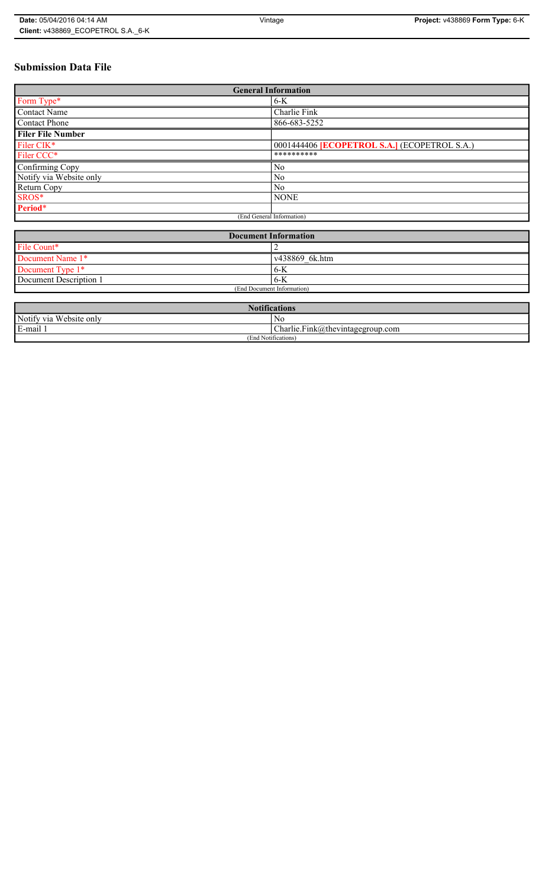# Submission Data File

| General Information | |
|---|---|
| Form Type* | 6-K |
| Contact Name | Charlie Fink |
| Contact Phone | 866-683-5252 |
| **Filer File Number** | |
| Filer CIK* | 0001444406 **[ECOPETROL S.A.]** (ECOPETROL S.A.) |
| Filer CCC* | ********** |
| Confirming Copy | No |
| Notify via Website only | No |
| Return Copy | No |
| SROS* | NONE |
| **Period*** | |
| (End General Information) | |

| Document Information | |
|---|---|
| File Count* | 2 |
| Document Name 1* | v438869_6k.htm |
| Document Type 1* | 6-K |
| Document Description 1 | 6-K |
| (End Document Information) | |

| Notifications | |
|---|---|
| Notify via Website only | No |
| E-mail 1 | Charlie.Fink@thevintagegroup.com |
| (End Notifications) | |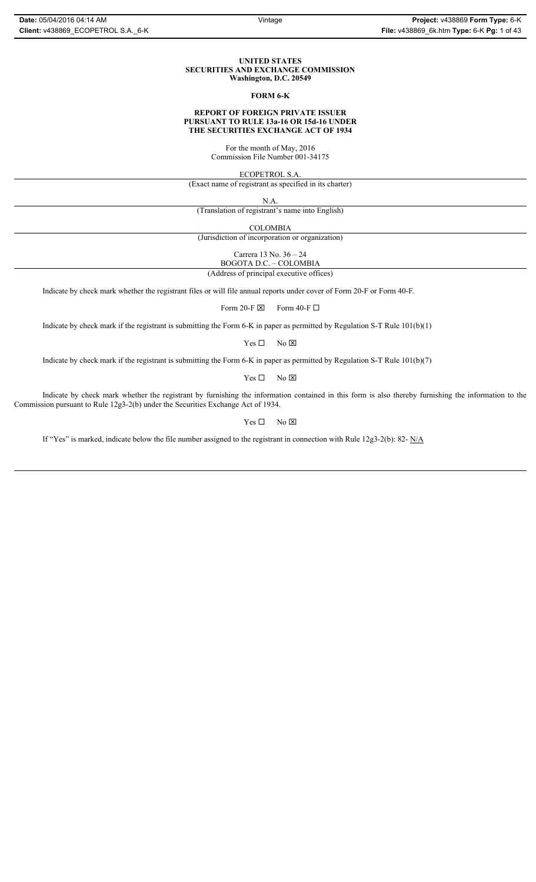**UNITED STATES**
**SECURITIES AND EXCHANGE COMMISSION**
**Washington, D.C. 20549**

**FORM 6-K**

**REPORT OF FOREIGN PRIVATE ISSUER**
**PURSUANT TO RULE 13a-16 OR 15d-16 UNDER**
**THE SECURITIES EXCHANGE ACT OF 1934**

For the month of May, 2016
Commission File Number 001-34175

ECOPETROL S.A.
(Exact name of registrant as specified in its charter)

N.A.
(Translation of registrant's name into English)

COLOMBIA
(Jurisdiction of incorporation or organization)

Carrera 13 No. 36 – 24
BOGOTA D.C. – COLOMBIA
(Address of principal executive offices)

Indicate by check mark whether the registrant files or will file annual reports under cover of Form 20-F or Form 40-F.

Form 20-F ☒ Form 40-F ☐

Indicate by check mark if the registrant is submitting the Form 6-K in paper as permitted by Regulation S-T Rule 101(b)(1)

Yes ☐ No ☒

Indicate by check mark if the registrant is submitting the Form 6-K in paper as permitted by Regulation S-T Rule 101(b)(7)

Yes ☐ No ☒

Indicate by check mark whether the registrant by furnishing the information contained in this form is also thereby furnishing the information to the Commission pursuant to Rule 12g3-2(b) under the Securities Exchange Act of 1934.

Yes ☐ No ☒

If "Yes" is marked, indicate below the file number assigned to the registrant in connection with Rule 12g3-2(b): 82- N/A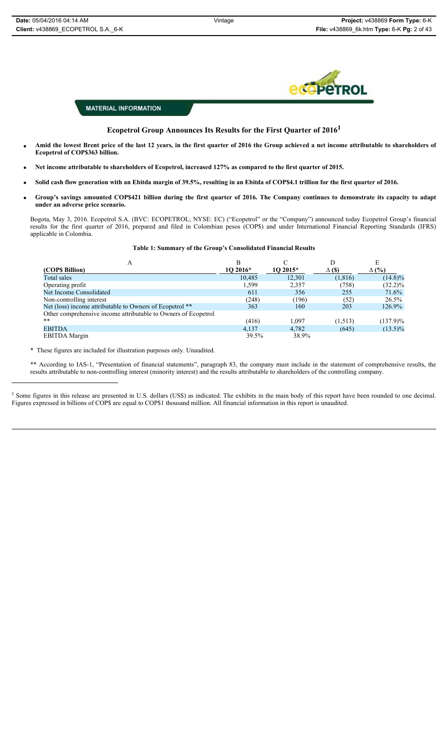MATERIAL INFORMATION

# Ecopetrol Group Announces Its Results for the First Quarter of 2016[1]

- **Amid the lowest Brent price of the last 12 years, in the first quarter of 2016 the Group achieved a net income attributable to shareholders of Ecopetrol of COP$363 billion.**
- **Net income attributable to shareholders of Ecopetrol, increased 127% as compared to the first quarter of 2015.**
- **Solid cash flow generation with an Ebitda margin of 39.5%, resulting in an Ebitda of COP$4.1 trillion for the first quarter of 2016.**
- **Group's savings amounted COP$421 billion during the first quarter of 2016. The Company continues to demonstrate its capacity to adapt under an adverse price scenario.**

Bogota, May 3, 2016. Ecopetrol S.A. (BVC: ECOPETROL; NYSE: EC) ("Ecopetrol" or the "Company") announced today Ecopetrol Group's financial results for the first quarter of 2016, prepared and filed in Colombian pesos (COP$) and under International Financial Reporting Standards (IFRS) applicable in Colombia.

**Table 1: Summary of the Group's Consolidated Financial Results**

| A | B | C | D | E |
|---|---|---|---|---|
| **(COP$ Billion)** | **1Q 2016*** | **1Q 2015*** | **Δ ($)** | **Δ (%)** |
| Total sales | 10,485 | 12,301 | (1,816) | (14.8)% |
| Operating profit | 1,599 | 2,357 | (758) | (32.2)% |
| Net Income Consolidated | 611 | 356 | 255 | 71.6% |
| Non-controlling interest | (248) | (196) | (52) | 26.5% |
| Net (loss) income attributable to Owners of Ecopetrol ** | 363 | 160 | 203 | 126.9% |
| Other comprehensive income attributable to Owners of Ecopetrol ** | (416) | 1,097 | (1,513) | (137.9)% |
| EBITDA | 4,137 | 4,782 | (645) | (13.5)% |
| EBITDA Margin | 39.5% | 38.9% | | |

\* These figures are included for illustration purposes only. Unaudited.

** According to IAS-1, "Presentation of financial statements", paragraph 83, the company must include in the statement of comprehensive results, the results attributable to non-controlling interest (minority interest) and the results attributable to shareholders of the controlling company.

[1] Some figures in this release are presented in U.S. dollars (US$) as indicated. The exhibits in the main body of this report have been rounded to one decimal. Figures expressed in billions of COP$ are equal to COP$1 thousand million. All financial information in this report is unaudited.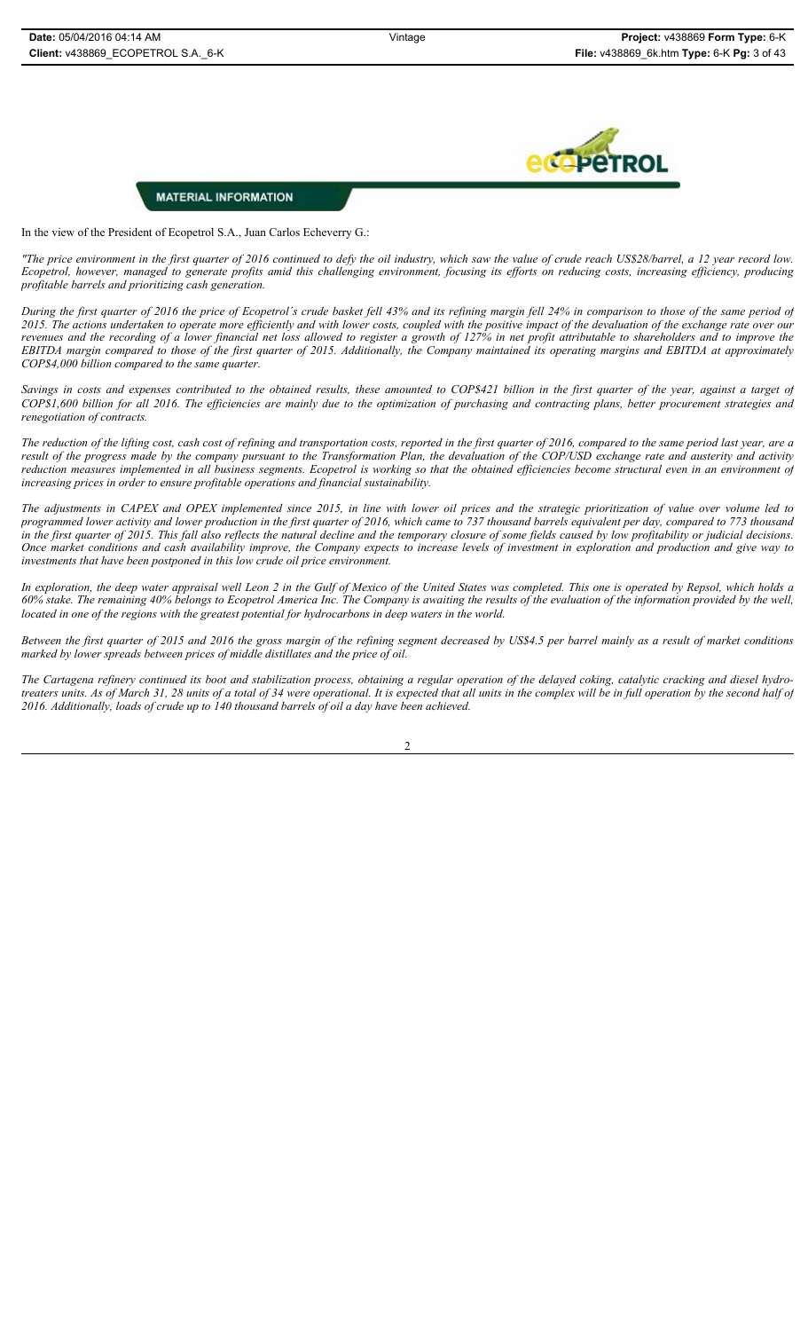**MATERIAL INFORMATION**

In the view of the President of Ecopetrol S.A., Juan Carlos Echeverry G.:

*"The price environment in the first quarter of 2016 continued to defy the oil industry, which saw the value of crude reach US$28/barrel, a 12 year record low. Ecopetrol, however, managed to generate profits amid this challenging environment, focusing its efforts on reducing costs, increasing efficiency, producing profitable barrels and prioritizing cash generation.*

*During the first quarter of 2016 the price of Ecopetrol´s crude basket fell 43% and its refining margin fell 24% in comparison to those of the same period of 2015. The actions undertaken to operate more efficiently and with lower costs, coupled with the positive impact of the devaluation of the exchange rate over our revenues and the recording of a lower financial net loss allowed to register a growth of 127% in net profit attributable to shareholders and to improve the EBITDA margin compared to those of the first quarter of 2015. Additionally, the Company maintained its operating margins and EBITDA at approximately COP$4,000 billion compared to the same quarter.*

*Savings in costs and expenses contributed to the obtained results, these amounted to COP$421 billion in the first quarter of the year, against a target of COP$1,600 billion for all 2016. The efficiencies are mainly due to the optimization of purchasing and contracting plans, better procurement strategies and renegotiation of contracts.*

*The reduction of the lifting cost, cash cost of refining and transportation costs, reported in the first quarter of 2016, compared to the same period last year, are a result of the progress made by the company pursuant to the Transformation Plan, the devaluation of the COP/USD exchange rate and austerity and activity reduction measures implemented in all business segments. Ecopetrol is working so that the obtained efficiencies become structural even in an environment of increasing prices in order to ensure profitable operations and financial sustainability.*

*The adjustments in CAPEX and OPEX implemented since 2015, in line with lower oil prices and the strategic prioritization of value over volume led to programmed lower activity and lower production in the first quarter of 2016, which came to 737 thousand barrels equivalent per day, compared to 773 thousand in the first quarter of 2015. This fall also reflects the natural decline and the temporary closure of some fields caused by low profitability or judicial decisions. Once market conditions and cash availability improve, the Company expects to increase levels of investment in exploration and production and give way to investments that have been postponed in this low crude oil price environment.*

*In exploration, the deep water appraisal well Leon 2 in the Gulf of Mexico of the United States was completed. This one is operated by Repsol, which holds a 60% stake. The remaining 40% belongs to Ecopetrol America Inc. The Company is awaiting the results of the evaluation of the information provided by the well, located in one of the regions with the greatest potential for hydrocarbons in deep waters in the world.*

*Between the first quarter of 2015 and 2016 the gross margin of the refining segment decreased by US$4.5 per barrel mainly as a result of market conditions marked by lower spreads between prices of middle distillates and the price of oil.*

*The Cartagena refinery continued its boot and stabilization process, obtaining a regular operation of the delayed coking, catalytic cracking and diesel hydro-treaters units. As of March 31, 28 units of a total of 34 were operational. It is expected that all units in the complex will be in full operation by the second half of 2016. Additionally, loads of crude up to 140 thousand barrels of oil a day have been achieved.*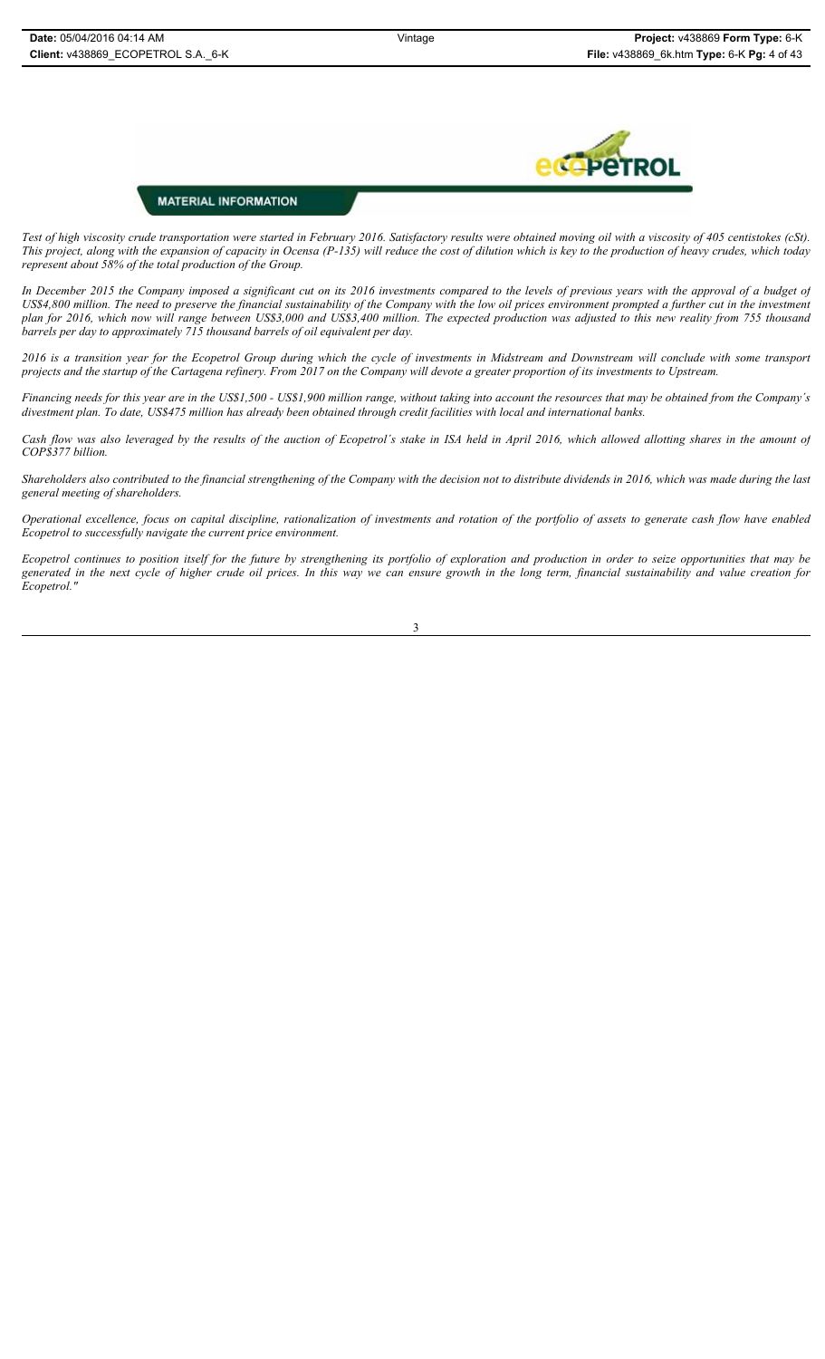**MATERIAL INFORMATION**

*Test of high viscosity crude transportation were started in February 2016. Satisfactory results were obtained moving oil with a viscosity of 405 centistokes (cSt). This project, along with the expansion of capacity in Ocensa (P-135) will reduce the cost of dilution which is key to the production of heavy crudes, which today represent about 58% of the total production of the Group.*

*In December 2015 the Company imposed a significant cut on its 2016 investments compared to the levels of previous years with the approval of a budget of US$4,800 million. The need to preserve the financial sustainability of the Company with the low oil prices environment prompted a further cut in the investment plan for 2016, which now will range between US$3,000 and US$3,400 million. The expected production was adjusted to this new reality from 755 thousand barrels per day to approximately 715 thousand barrels of oil equivalent per day.*

*2016 is a transition year for the Ecopetrol Group during which the cycle of investments in Midstream and Downstream will conclude with some transport projects and the startup of the Cartagena refinery. From 2017 on the Company will devote a greater proportion of its investments to Upstream.*

*Financing needs for this year are in the US$1,500 - US$1,900 million range, without taking into account the resources that may be obtained from the Company's divestment plan. To date, US$475 million has already been obtained through credit facilities with local and international banks.*

*Cash flow was also leveraged by the results of the auction of Ecopetrol's stake in ISA held in April 2016, which allowed allotting shares in the amount of COP$377 billion.*

*Shareholders also contributed to the financial strengthening of the Company with the decision not to distribute dividends in 2016, which was made during the last general meeting of shareholders.*

*Operational excellence, focus on capital discipline, rationalization of investments and rotation of the portfolio of assets to generate cash flow have enabled Ecopetrol to successfully navigate the current price environment.*

*Ecopetrol continues to position itself for the future by strengthening its portfolio of exploration and production in order to seize opportunities that may be generated in the next cycle of higher crude oil prices. In this way we can ensure growth in the long term, financial sustainability and value creation for Ecopetrol."*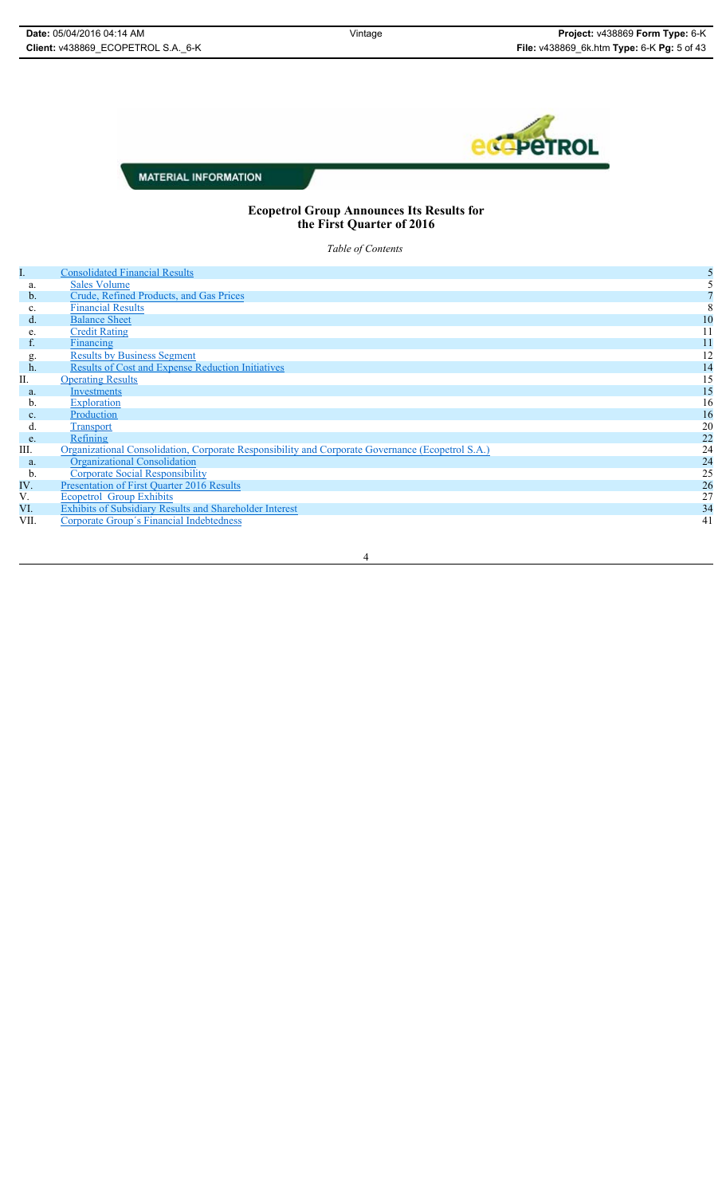MATERIAL INFORMATION

## Ecopetrol Group Announces Its Results for the First Quarter of 2016

*Table of Contents*

| | | |
|---|---|---|
| I. | Consolidated Financial Results | 5 |
| a. | Sales Volume | 5 |
| b. | Crude, Refined Products, and Gas Prices | 7 |
| c. | Financial Results | 8 |
| d. | Balance Sheet | 10 |
| e. | Credit Rating | 11 |
| f. | Financing | 11 |
| g. | Results by Business Segment | 12 |
| h. | Results of Cost and Expense Reduction Initiatives | 14 |
| II. | Operating Results | 15 |
| a. | Investments | 15 |
| b. | Exploration | 16 |
| c. | Production | 16 |
| d. | Transport | 20 |
| e. | Refining | 22 |
| III. | Organizational Consolidation, Corporate Responsibility and Corporate Governance (Ecopetrol S.A.) | 24 |
| a. | Organizational Consolidation | 24 |
| b. | Corporate Social Responsibility | 25 |
| IV. | Presentation of First Quarter 2016 Results | 26 |
| V. | Ecopetrol Group Exhibits | 27 |
| VI. | Exhibits of Subsidiary Results and Shareholder Interest | 34 |
| VII. | Corporate Group´s Financial Indebtedness | 41 |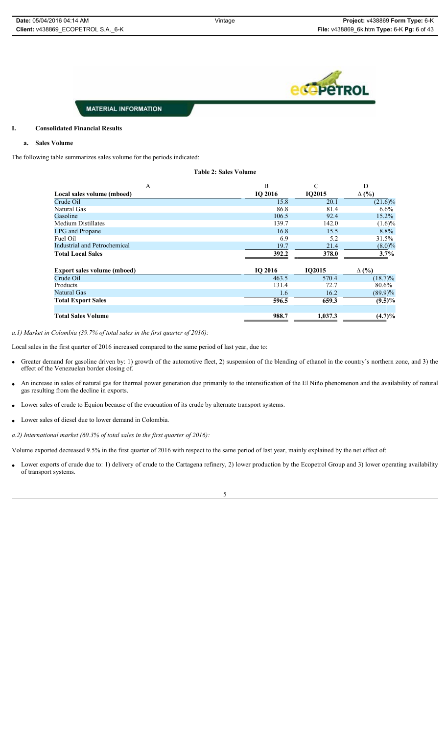MATERIAL INFORMATION

## I. Consolidated Financial Results

### a. Sales Volume

The following table summarizes sales volume for the periods indicated:

**Table 2: Sales Volume**

| A | B | C | D |
|---|---|---|---|
| **Local sales volume (mboed)** | **IQ 2016** | **IQ2015** | **Δ (%)** |
| Crude Oil | 15.8 | 20.1 | (21.6)% |
| Natural Gas | 86.8 | 81.4 | 6.6% |
| Gasoline | 106.5 | 92.4 | 15.2% |
| Medium Distillates | 139.7 | 142.0 | (1.6)% |
| LPG and Propane | 16.8 | 15.5 | 8.8% |
| Fuel Oil | 6.9 | 5.2 | 31.5% |
| Industrial and Petrochemical | 19.7 | 21.4 | (8.0)% |
| **Total Local Sales** | **392.2** | **378.0** | **3.7%** |
| **Export sales volume (mboed)** | **IQ 2016** | **IQ2015** | **Δ (%)** |
| Crude Oil | 463.5 | 570.4 | (18.7)% |
| Products | 131.4 | 72.7 | 80.6% |
| Natural Gas | 1.6 | 16.2 | (89.9)% |
| **Total Export Sales** | **596.5** | **659.3** | **(9.5)%** |
| **Total Sales Volume** | **988.7** | **1,037.3** | **(4.7)%** |

*a.1) Market in Colombia (39.7% of total sales in the first quarter of 2016):*

Local sales in the first quarter of 2016 increased compared to the same period of last year, due to:

- Greater demand for gasoline driven by: 1) growth of the automotive fleet, 2) suspension of the blending of ethanol in the country's northern zone, and 3) the effect of the Venezuelan border closing of.
- An increase in sales of natural gas for thermal power generation due primarily to the intensification of the El Niño phenomenon and the availability of natural gas resulting from the decline in exports.
- Lower sales of crude to Equion because of the evacuation of its crude by alternate transport systems.
- Lower sales of diesel due to lower demand in Colombia.

*a.2) International market (60.3% of total sales in the first quarter of 2016):*

Volume exported decreased 9.5% in the first quarter of 2016 with respect to the same period of last year, mainly explained by the net effect of:

- Lower exports of crude due to: 1) delivery of crude to the Cartagena refinery, 2) lower production by the Ecopetrol Group and 3) lower operating availability of transport systems.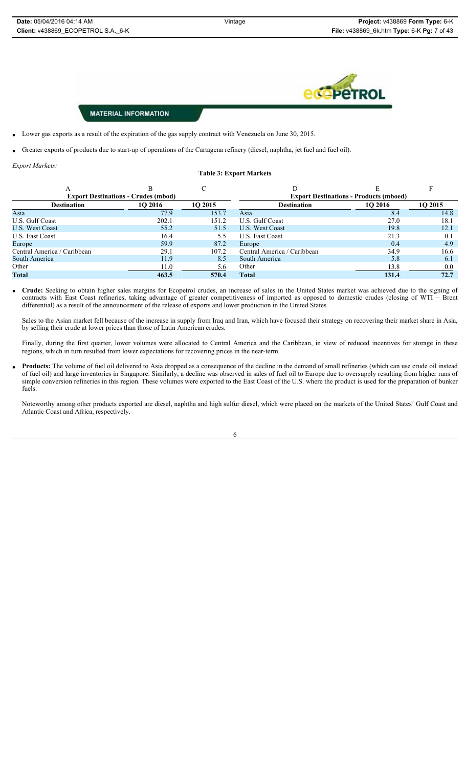**MATERIAL INFORMATION**

- Lower gas exports as a result of the expiration of the gas supply contract with Venezuela on June 30, 2015.
- Greater exports of products due to start-up of operations of the Cartagena refinery (diesel, naphtha, jet fuel and fuel oil).

*Export Markets:*

**Table 3: Export Markets**

| A | B | C | D | E | F |
|---|---|---|---|---|---|
| **Export Destinations - Crudes (mbod)** | | | **Export Destinations - Products (mboed)** | | |
| **Destination** | **1Q 2016** | **1Q 2015** | **Destination** | **1Q 2016** | **1Q 2015** |
| Asia | 77.9 | 153.7 | Asia | 8.4 | 14.8 |
| U.S. Gulf Coast | 202.1 | 151.2 | U.S. Gulf Coast | 27.0 | 18.1 |
| U.S. West Coast | 55.2 | 51.5 | U.S. West Coast | 19.8 | 12.1 |
| U.S. East Coast | 16.4 | 5.5 | U.S. East Coast | 21.3 | 0.1 |
| Europe | 59.9 | 87.2 | Europe | 0.4 | 4.9 |
| Central America / Caribbean | 29.1 | 107.2 | Central America / Caribbean | 34.9 | 16.6 |
| South America | 11.9 | 8.5 | South America | 5.8 | 6.1 |
| Other | 11.0 | 5.6 | Other | 13.8 | 0.0 |
| **Total** | **463.5** | **570.4** | **Total** | **131.4** | **72.7** |

- **Crude:** Seeking to obtain higher sales margins for Ecopetrol crudes, an increase of sales in the United States market was achieved due to the signing of contracts with East Coast refineries, taking advantage of greater competitiveness of imported as opposed to domestic crudes (closing of WTI – Brent differential) as a result of the announcement of the release of exports and lower production in the United States.

  Sales to the Asian market fell because of the increase in supply from Iraq and Iran, which have focused their strategy on recovering their market share in Asia, by selling their crude at lower prices than those of Latin American crudes.

  Finally, during the first quarter, lower volumes were allocated to Central America and the Caribbean, in view of reduced incentives for storage in these regions, which in turn resulted from lower expectations for recovering prices in the near-term.

- **Products:** The volume of fuel oil delivered to Asia dropped as a consequence of the decline in the demand of small refineries (which can use crude oil instead of fuel oil) and large inventories in Singapore. Similarly, a decline was observed in sales of fuel oil to Europe due to oversupply resulting from higher runs of simple conversion refineries in this region. These volumes were exported to the East Coast of the U.S. where the product is used for the preparation of bunker fuels.

  Noteworthy among other products exported are diesel, naphtha and high sulfur diesel, which were placed on the markets of the United States´ Gulf Coast and Atlantic Coast and Africa, respectively.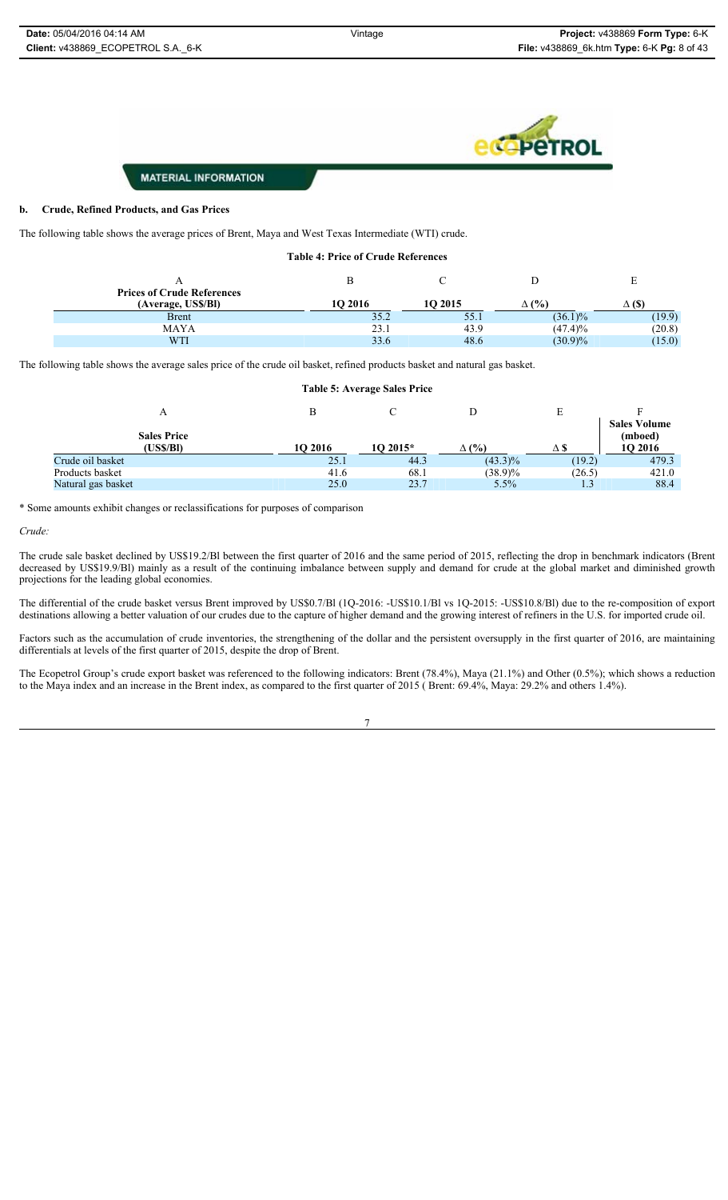**MATERIAL INFORMATION**

**b. Crude, Refined Products, and Gas Prices**

The following table shows the average prices of Brent, Maya and West Texas Intermediate (WTI) crude.

**Table 4: Price of Crude References**

| A | B | C | D | E |
|---|---|---|---|---|
| **Prices of Crude References (Average, US$/Bl)** | **1Q 2016** | **1Q 2015** | **Δ (%)** | **Δ ($)** |
| Brent | 35.2 | 55.1 | (36.1)% | (19.9) |
| MAYA | 23.1 | 43.9 | (47.4)% | (20.8) |
| WTI | 33.6 | 48.6 | (30.9)% | (15.0) |

The following table shows the average sales price of the crude oil basket, refined products basket and natural gas basket.

**Table 5: Average Sales Price**

| A | B | C | D | E | F |
|---|---|---|---|---|---|
| **Sales Price (US$/Bl)** | **1Q 2016** | **1Q 2015*** | **Δ (%)** | **Δ $** | **Sales Volume (mboed) 1Q 2016** |
| Crude oil basket | 25.1 | 44.3 | (43.3)% | (19.2) | 479.3 |
| Products basket | 41.6 | 68.1 | (38.9)% | (26.5) | 421.0 |
| Natural gas basket | 25.0 | 23.7 | 5.5% | 1.3 | 88.4 |

\* Some amounts exhibit changes or reclassifications for purposes of comparison

*Crude:*

The crude sale basket declined by US$19.2/Bl between the first quarter of 2016 and the same period of 2015, reflecting the drop in benchmark indicators (Brent decreased by US$19.9/Bl) mainly as a result of the continuing imbalance between supply and demand for crude at the global market and diminished growth projections for the leading global economies.

The differential of the crude basket versus Brent improved by US$0.7/Bl (1Q-2016: -US$10.1/Bl vs 1Q-2015: -US$10.8/Bl) due to the re-composition of export destinations allowing a better valuation of our crudes due to the capture of higher demand and the growing interest of refiners in the U.S. for imported crude oil.

Factors such as the accumulation of crude inventories, the strengthening of the dollar and the persistent oversupply in the first quarter of 2016, are maintaining differentials at levels of the first quarter of 2015, despite the drop of Brent.

The Ecopetrol Group's crude export basket was referenced to the following indicators: Brent (78.4%), Maya (21.1%) and Other (0.5%); which shows a reduction to the Maya index and an increase in the Brent index, as compared to the first quarter of 2015 ( Brent: 69.4%, Maya: 29.2% and others 1.4%).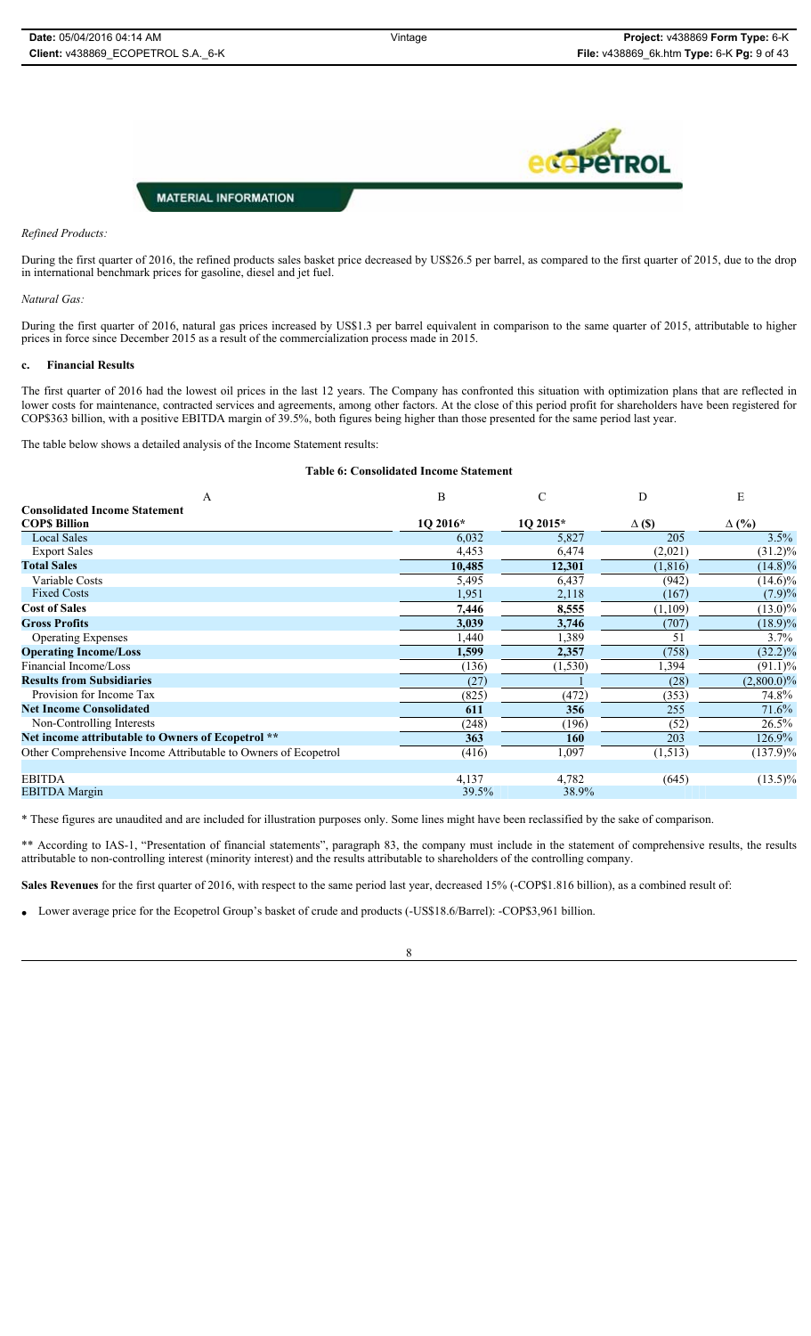MATERIAL INFORMATION

*Refined Products:*

During the first quarter of 2016, the refined products sales basket price decreased by US$26.5 per barrel, as compared to the first quarter of 2015, due to the drop in international benchmark prices for gasoline, diesel and jet fuel.

*Natural Gas:*

During the first quarter of 2016, natural gas prices increased by US$1.3 per barrel equivalent in comparison to the same quarter of 2015, attributable to higher prices in force since December 2015 as a result of the commercialization process made in 2015.

**c. Financial Results**

The first quarter of 2016 had the lowest oil prices in the last 12 years. The Company has confronted this situation with optimization plans that are reflected in lower costs for maintenance, contracted services and agreements, among other factors. At the close of this period profit for shareholders have been registered for COP$363 billion, with a positive EBITDA margin of 39.5%, both figures being higher than those presented for the same period last year.

The table below shows a detailed analysis of the Income Statement results:

**Table 6: Consolidated Income Statement**

| A | B | C | D | E |
|---|---|---|---|---|
| **Consolidated Income Statement COP$ Billion** | **1Q 2016*** | **1Q 2015*** | **Δ ($)** | **Δ (%)** |
| Local Sales | 6,032 | 5,827 | 205 | 3.5% |
| Export Sales | 4,453 | 6,474 | (2,021) | (31.2)% |
| **Total Sales** | **10,485** | **12,301** | (1,816) | (14.8)% |
| Variable Costs | 5,495 | 6,437 | (942) | (14.6)% |
| Fixed Costs | 1,951 | 2,118 | (167) | (7.9)% |
| **Cost of Sales** | **7,446** | **8,555** | (1,109) | (13.0)% |
| **Gross Profits** | **3,039** | **3,746** | (707) | (18.9)% |
| Operating Expenses | 1,440 | 1,389 | 51 | 3.7% |
| **Operating Income/Loss** | **1,599** | **2,357** | (758) | (32.2)% |
| Financial Income/Loss | (136) | (1,530) | 1,394 | (91.1)% |
| **Results from Subsidiaries** | (27) | 1 | (28) | (2,800.0)% |
| Provision for Income Tax | (825) | (472) | (353) | 74.8% |
| **Net Income Consolidated** | **611** | **356** | 255 | 71.6% |
| Non-Controlling Interests | (248) | (196) | (52) | 26.5% |
| **Net income attributable to Owners of Ecopetrol \*\*** | **363** | **160** | 203 | 126.9% |
| Other Comprehensive Income Attributable to Owners of Ecopetrol | (416) | 1,097 | (1,513) | (137.9)% |
| | | | | |
| EBITDA | 4,137 | 4,782 | (645) | (13.5)% |
| EBITDA Margin | 39.5% | 38.9% | | |

\* These figures are unaudited and are included for illustration purposes only. Some lines might have been reclassified by the sake of comparison.

\*\* According to IAS-1, "Presentation of financial statements", paragraph 83, the company must include in the statement of comprehensive results, the results attributable to non-controlling interest (minority interest) and the results attributable to shareholders of the controlling company.

**Sales Revenues** for the first quarter of 2016, with respect to the same period last year, decreased 15% (-COP$1.816 billion), as a combined result of:

- Lower average price for the Ecopetrol Group's basket of crude and products (-US$18.6/Barrel): -COP$3,961 billion.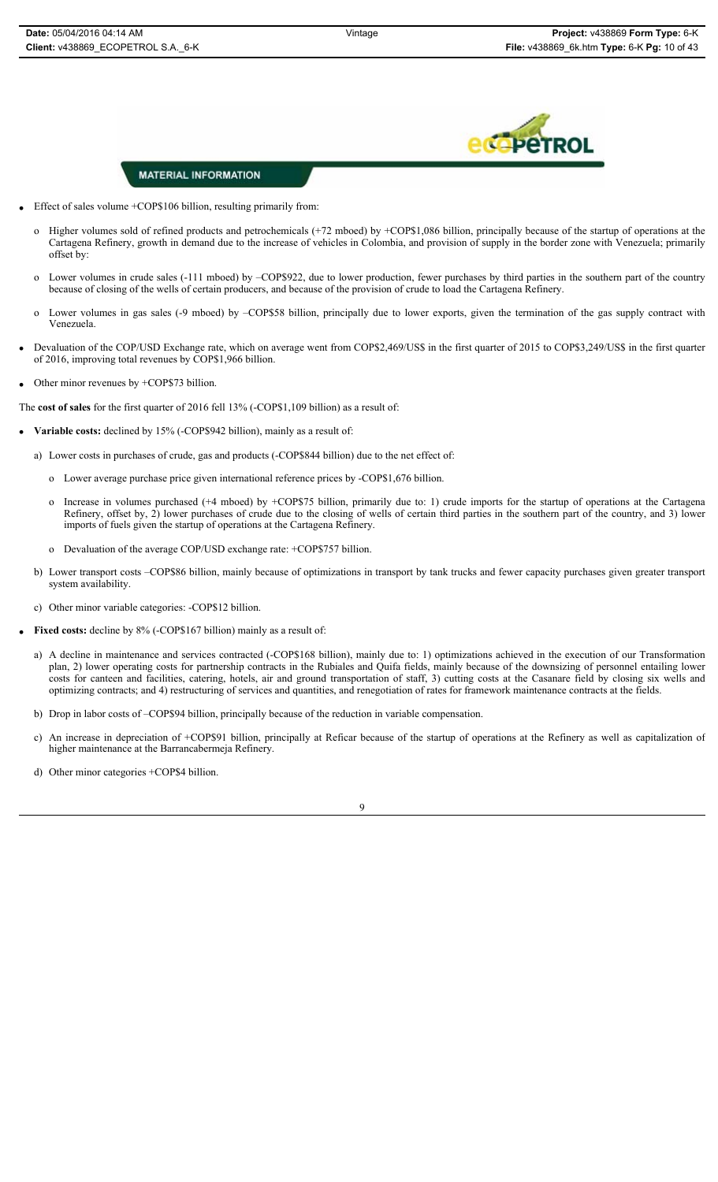## MATERIAL INFORMATION

- Effect of sales volume +COP$106 billion, resulting primarily from:
  - o Higher volumes sold of refined products and petrochemicals (+72 mboed) by +COP$1,086 billion, principally because of the startup of operations at the Cartagena Refinery, growth in demand due to the increase of vehicles in Colombia, and provision of supply in the border zone with Venezuela; primarily offset by:
  - o Lower volumes in crude sales (-111 mboed) by –COP$922, due to lower production, fewer purchases by third parties in the southern part of the country because of closing of the wells of certain producers, and because of the provision of crude to load the Cartagena Refinery.
  - o Lower volumes in gas sales (-9 mboed) by –COP$58 billion, principally due to lower exports, given the termination of the gas supply contract with Venezuela.
- Devaluation of the COP/USD Exchange rate, which on average went from COP$2,469/US$ in the first quarter of 2015 to COP$3,249/US$ in the first quarter of 2016, improving total revenues by COP$1,966 billion.
- Other minor revenues by +COP$73 billion.

The **cost of sales** for the first quarter of 2016 fell 13% (-COP$1,109 billion) as a result of:

- **Variable costs:** declined by 15% (-COP$942 billion), mainly as a result of:
  - a) Lower costs in purchases of crude, gas and products (-COP$844 billion) due to the net effect of:
    - o Lower average purchase price given international reference prices by -COP$1,676 billion.
    - o Increase in volumes purchased (+4 mboed) by +COP$75 billion, primarily due to: 1) crude imports for the startup of operations at the Cartagena Refinery, offset by, 2) lower purchases of crude due to the closing of wells of certain third parties in the southern part of the country, and 3) lower imports of fuels given the startup of operations at the Cartagena Refinery.
    - o Devaluation of the average COP/USD exchange rate: +COP$757 billion.
  - b) Lower transport costs –COP$86 billion, mainly because of optimizations in transport by tank trucks and fewer capacity purchases given greater transport system availability.
  - c) Other minor variable categories: -COP$12 billion.
- **Fixed costs:** decline by 8% (-COP$167 billion) mainly as a result of:
  - a) A decline in maintenance and services contracted (-COP$168 billion), mainly due to: 1) optimizations achieved in the execution of our Transformation plan, 2) lower operating costs for partnership contracts in the Rubiales and Quifa fields, mainly because of the downsizing of personnel entailing lower costs for canteen and facilities, catering, hotels, air and ground transportation of staff, 3) cutting costs at the Casanare field by closing six wells and optimizing contracts; and 4) restructuring of services and quantities, and renegotiation of rates for framework maintenance contracts at the fields.
  - b) Drop in labor costs of –COP$94 billion, principally because of the reduction in variable compensation.
  - c) An increase in depreciation of +COP$91 billion, principally at Reficar because of the startup of operations at the Refinery as well as capitalization of higher maintenance at the Barrancabermeja Refinery.
  - d) Other minor categories +COP$4 billion.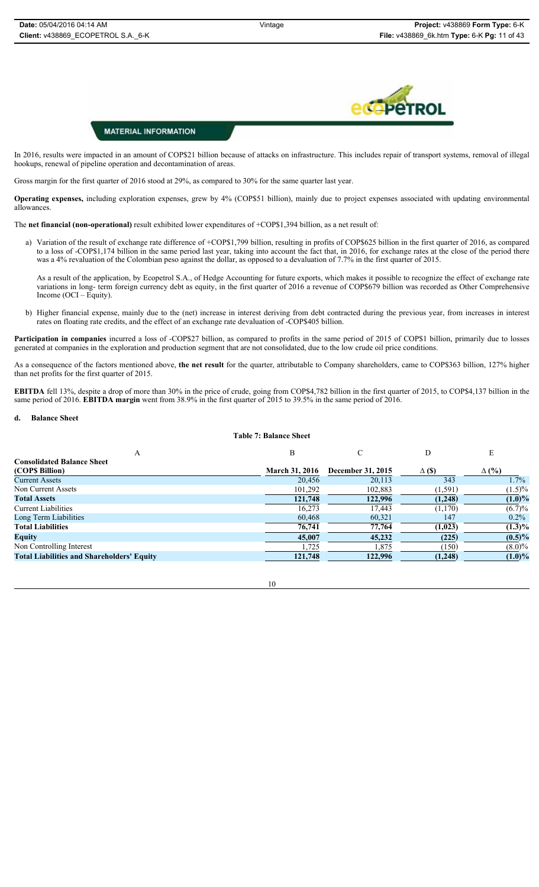MATERIAL INFORMATION

In 2016, results were impacted in an amount of COP$21 billion because of attacks on infrastructure. This includes repair of transport systems, removal of illegal hookups, renewal of pipeline operation and decontamination of areas.

Gross margin for the first quarter of 2016 stood at 29%, as compared to 30% for the same quarter last year.

**Operating expenses,** including exploration expenses, grew by 4% (COP$51 billion), mainly due to project expenses associated with updating environmental allowances.

The **net financial (non-operational)** result exhibited lower expenditures of +COP$1,394 billion, as a net result of:

a) Variation of the result of exchange rate difference of +COP$1,799 billion, resulting in profits of COP$625 billion in the first quarter of 2016, as compared to a loss of -COP$1,174 billion in the same period last year, taking into account the fact that, in 2016, for exchange rates at the close of the period there was a 4% revaluation of the Colombian peso against the dollar, as opposed to a devaluation of 7.7% in the first quarter of 2015.

   As a result of the application, by Ecopetrol S.A., of Hedge Accounting for future exports, which makes it possible to recognize the effect of exchange rate variations in long- term foreign currency debt as equity, in the first quarter of 2016 a revenue of COP$679 billion was recorded as Other Comprehensive Income (OCI – Equity).

b) Higher financial expense, mainly due to the (net) increase in interest deriving from debt contracted during the previous year, from increases in interest rates on floating rate credits, and the effect of an exchange rate devaluation of -COP$405 billion.

**Participation in companies** incurred a loss of -COP$27 billion, as compared to profits in the same period of 2015 of COP$1 billion, primarily due to losses generated at companies in the exploration and production segment that are not consolidated, due to the low crude oil price conditions.

As a consequence of the factors mentioned above, **the net result** for the quarter, attributable to Company shareholders, came to COP$363 billion, 127% higher than net profits for the first quarter of 2015.

**EBITDA** fell 13%, despite a drop of more than 30% in the price of crude, going from COP$4,782 billion in the first quarter of 2015, to COP$4,137 billion in the same period of 2016. **EBITDA margin** went from 38.9% in the first quarter of 2015 to 39.5% in the same period of 2016.

## d. Balance Sheet

**Table 7: Balance Sheet**

| A | B | C | D | E |
|---|---|---|---|---|
| **Consolidated Balance Sheet (COP$ Billion)** | **March 31, 2016** | **December 31, 2015** | **Δ ($)** | **Δ (%)** |
| Current Assets | 20,456 | 20,113 | 343 | 1.7% |
| Non Current Assets | 101,292 | 102,883 | (1,591) | (1.5)% |
| **Total Assets** | **121,748** | **122,996** | **(1,248)** | **(1.0)%** |
| Current Liabilities | 16,273 | 17,443 | (1,170) | (6.7)% |
| Long Term Liabilities | 60,468 | 60,321 | 147 | 0.2% |
| **Total Liabilities** | **76,741** | **77,764** | **(1,023)** | **(1.3)%** |
| **Equity** | **45,007** | **45,232** | **(225)** | **(0.5)%** |
| Non Controlling Interest | 1,725 | 1,875 | (150) | (8.0)% |
| **Total Liabilities and Shareholders' Equity** | **121,748** | **122,996** | **(1,248)** | **(1.0)%** |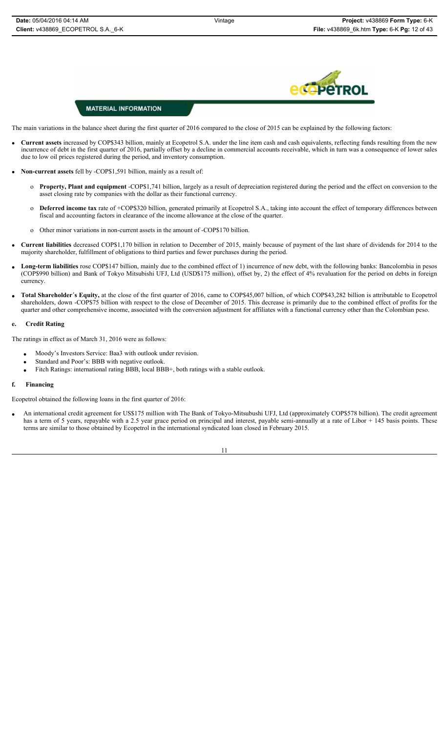The main variations in the balance sheet during the first quarter of 2016 compared to the close of 2015 can be explained by the following factors:

- **Current assets** increased by COP$343 billion, mainly at Ecopetrol S.A. under the line item cash and cash equivalents, reflecting funds resulting from the new incurrence of debt in the first quarter of 2016, partially offset by a decline in commercial accounts receivable, which in turn was a consequence of lower sales due to low oil prices registered during the period, and inventory consumption.

- **Non-current assets** fell by -COP$1,591 billion, mainly as a result of:

  - **Property, Plant and equipment** -COP$1,741 billion, largely as a result of depreciation registered during the period and the effect on conversion to the asset closing rate by companies with the dollar as their functional currency.

  - **Deferred income tax** rate of +COP$320 billion, generated primarily at Ecopetrol S.A., taking into account the effect of temporary differences between fiscal and accounting factors in clearance of the income allowance at the close of the quarter.

  - Other minor variations in non-current assets in the amount of -COP$170 billion.

- **Current liabilities** decreased COP$1,170 billion in relation to December of 2015, mainly because of payment of the last share of dividends for 2014 to the majority shareholder, fulfillment of obligations to third parties and fewer purchases during the period.

- **Long-term liabilities** rose COP$147 billion, mainly due to the combined effect of 1) incurrence of new debt, with the following banks: Bancolombia in pesos (COP$990 billion) and Bank of Tokyo Mitsubishi UFJ, Ltd (USD$175 million), offset by, 2) the effect of 4% revaluation for the period on debts in foreign currency.

- **Total Shareholder´s Equity,** at the close of the first quarter of 2016, came to COP$45,007 billion, of which COP$43,282 billion is attributable to Ecopetrol shareholders, down -COP$75 billion with respect to the close of December of 2015. This decrease is primarily due to the combined effect of profits for the quarter and other comprehensive income, associated with the conversion adjustment for affiliates with a functional currency other than the Colombian peso.

### e. Credit Rating

The ratings in effect as of March 31, 2016 were as follows:

- Moody's Investors Service: Baa3 with outlook under revision.
- Standard and Poor's: BBB with negative outlook.
- Fitch Ratings: international rating BBB, local BBB+, both ratings with a stable outlook.

### f. Financing

Ecopetrol obtained the following loans in the first quarter of 2016:

- An international credit agreement for US$175 million with The Bank of Tokyo-Mitsubishi UFJ, Ltd (approximately COP$578 billion). The credit agreement has a term of 5 years, repayable with a 2.5 year grace period on principal and interest, payable semi-annually at a rate of Libor + 145 basis points. These terms are similar to those obtained by Ecopetrol in the international syndicated loan closed in February 2015.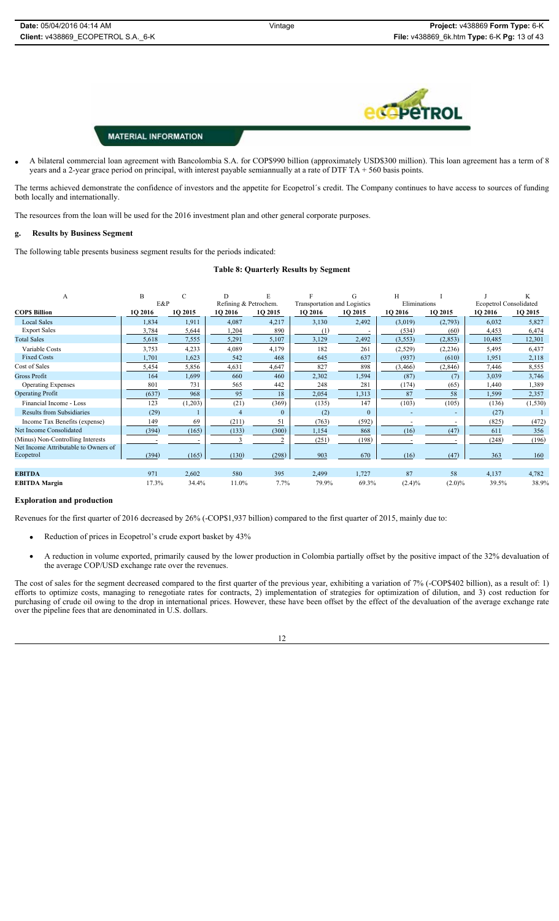**MATERIAL INFORMATION**

- A bilateral commercial loan agreement with Bancolombia S.A. for COP$990 billion (approximately USD$300 million). This loan agreement has a term of 8 years and a 2-year grace period on principal, with interest payable semiannually at a rate of DTF TA + 560 basis points.

The terms achieved demonstrate the confidence of investors and the appetite for Ecopetrol´s credit. The Company continues to have access to sources of funding both locally and internationally.

The resources from the loan will be used for the 2016 investment plan and other general corporate purposes.

### g. Results by Business Segment

The following table presents business segment results for the periods indicated:

**Table 8: Quarterly Results by Segment**

| A | B | C | D | E | F | G | H | I | J | K |
|---|---|---|---|---|---|---|---|---|---|---|
| | E&P | | Refining & Petrochem. | | Transportation and Logistics | | Eliminations | | Ecopetrol Consolidated | |
| **COP$ Billion** | **1Q 2016** | **1Q 2015** | **1Q 2016** | **1Q 2015** | **1Q 2016** | **1Q 2015** | **1Q 2016** | **1Q 2015** | **1Q 2016** | **1Q 2015** |
| Local Sales | 1,834 | 1,911 | 4,087 | 4,217 | 3,130 | 2,492 | (3,019) | (2,793) | 6,032 | 5,827 |
| Export Sales | 3,784 | 5,644 | 1,204 | 890 | (1) | - | (534) | (60) | 4,453 | 6,474 |
| Total Sales | 5,618 | 7,555 | 5,291 | 5,107 | 3,129 | 2,492 | (3,553) | (2,853) | 10,485 | 12,301 |
| Variable Costs | 3,753 | 4,233 | 4,089 | 4,179 | 182 | 261 | (2,529) | (2,236) | 5,495 | 6,437 |
| Fixed Costs | 1,701 | 1,623 | 542 | 468 | 645 | 637 | (937) | (610) | 1,951 | 2,118 |
| Cost of Sales | 5,454 | 5,856 | 4,631 | 4,647 | 827 | 898 | (3,466) | (2,846) | 7,446 | 8,555 |
| Gross Profit | 164 | 1,699 | 660 | 460 | 2,302 | 1,594 | (87) | (7) | 3,039 | 3,746 |
| Operating Expenses | 801 | 731 | 565 | 442 | 248 | 281 | (174) | (65) | 1,440 | 1,389 |
| Operating Profit | (637) | 968 | 95 | 18 | 2,054 | 1,313 | 87 | 58 | 1,599 | 2,357 |
| Financial Income - Loss | 123 | (1,203) | (21) | (369) | (135) | 147 | (103) | (105) | (136) | (1,530) |
| Results from Subsidiaries | (29) | 1 | 4 | 0 | (2) | 0 | - | - | (27) | 1 |
| Income Tax Benefits (expense) | 149 | 69 | (211) | 51 | (763) | (592) | - | - | (825) | (472) |
| Net Income Consolidated | (394) | (165) | (133) | (300) | 1,154 | 868 | (16) | (47) | 611 | 356 |
| (Minus) Non-Controlling Interests | - | - | 3 | 2 | (251) | (198) | - | - | (248) | (196) |
| Net Income Attributable to Owners of Ecopetrol | (394) | (165) | (130) | (298) | 903 | 670 | (16) | (47) | 363 | 160 |
| | | | | | | | | | | |
| **EBITDA** | 971 | 2,602 | 580 | 395 | 2,499 | 1,727 | 87 | 58 | 4,137 | 4,782 |
| **EBITDA Margin** | 17.3% | 34.4% | 11.0% | 7.7% | 79.9% | 69.3% | (2.4)% | (2.0)% | 39.5% | 38.9% |

### Exploration and production

Revenues for the first quarter of 2016 decreased by 26% (-COP$1,937 billion) compared to the first quarter of 2015, mainly due to:

- Reduction of prices in Ecopetrol's crude export basket by 43%
- A reduction in volume exported, primarily caused by the lower production in Colombia partially offset by the positive impact of the 32% devaluation of the average COP/USD exchange rate over the revenues.

The cost of sales for the segment decreased compared to the first quarter of the previous year, exhibiting a variation of 7% (-COP$402 billion), as a result of: 1) efforts to optimize costs, managing to renegotiate rates for contracts, 2) implementation of strategies for optimization of dilution, and 3) cost reduction for purchasing of crude oil owing to the drop in international prices. However, these have been offset by the effect of the devaluation of the average exchange rate over the pipeline fees that are denominated in U.S. dollars.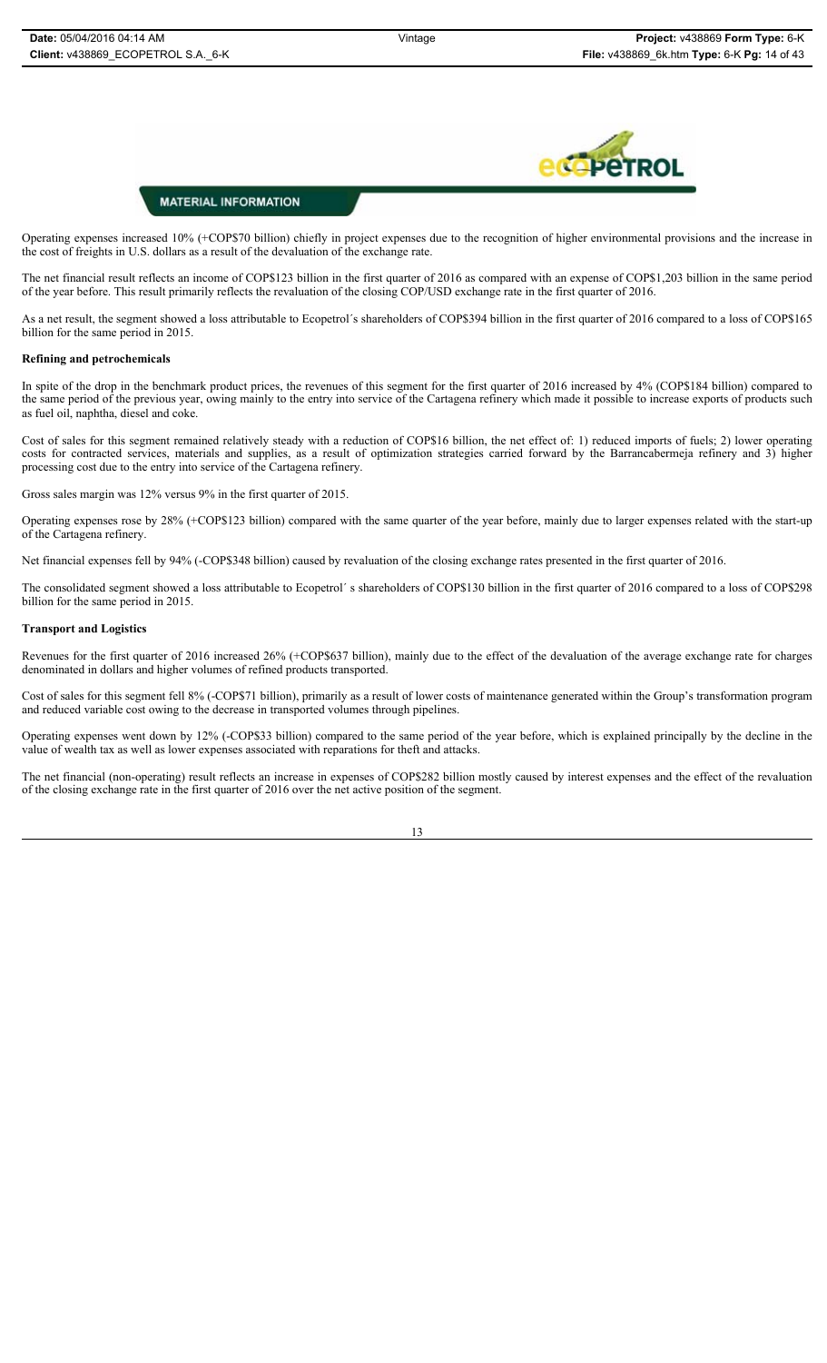Operating expenses increased 10% (+COP$70 billion) chiefly in project expenses due to the recognition of higher environmental provisions and the increase in the cost of freights in U.S. dollars as a result of the devaluation of the exchange rate.

The net financial result reflects an income of COP$123 billion in the first quarter of 2016 as compared with an expense of COP$1,203 billion in the same period of the year before. This result primarily reflects the revaluation of the closing COP/USD exchange rate in the first quarter of 2016.

As a net result, the segment showed a loss attributable to Ecopetrol´s shareholders of COP$394 billion in the first quarter of 2016 compared to a loss of COP$165 billion for the same period in 2015.

**Refining and petrochemicals**

In spite of the drop in the benchmark product prices, the revenues of this segment for the first quarter of 2016 increased by 4% (COP$184 billion) compared to the same period of the previous year, owing mainly to the entry into service of the Cartagena refinery which made it possible to increase exports of products such as fuel oil, naphtha, diesel and coke.

Cost of sales for this segment remained relatively steady with a reduction of COP$16 billion, the net effect of: 1) reduced imports of fuels; 2) lower operating costs for contracted services, materials and supplies, as a result of optimization strategies carried forward by the Barrancabermeja refinery and 3) higher processing cost due to the entry into service of the Cartagena refinery.

Gross sales margin was 12% versus 9% in the first quarter of 2015.

Operating expenses rose by 28% (+COP$123 billion) compared with the same quarter of the year before, mainly due to larger expenses related with the start-up of the Cartagena refinery.

Net financial expenses fell by 94% (-COP$348 billion) caused by revaluation of the closing exchange rates presented in the first quarter of 2016.

The consolidated segment showed a loss attributable to Ecopetrol´ s shareholders of COP$130 billion in the first quarter of 2016 compared to a loss of COP$298 billion for the same period in 2015.

**Transport and Logistics**

Revenues for the first quarter of 2016 increased 26% (+COP$637 billion), mainly due to the effect of the devaluation of the average exchange rate for charges denominated in dollars and higher volumes of refined products transported.

Cost of sales for this segment fell 8% (-COP$71 billion), primarily as a result of lower costs of maintenance generated within the Group's transformation program and reduced variable cost owing to the decrease in transported volumes through pipelines.

Operating expenses went down by 12% (-COP$33 billion) compared to the same period of the year before, which is explained principally by the decline in the value of wealth tax as well as lower expenses associated with reparations for theft and attacks.

The net financial (non-operating) result reflects an increase in expenses of COP$282 billion mostly caused by interest expenses and the effect of the revaluation of the closing exchange rate in the first quarter of 2016 over the net active position of the segment.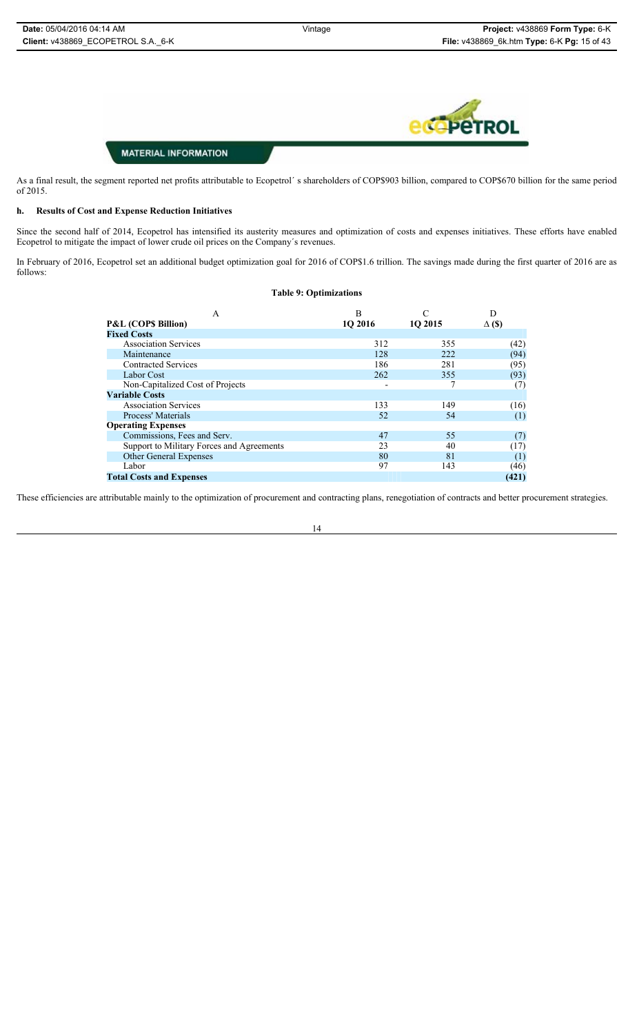**MATERIAL INFORMATION**

As a final result, the segment reported net profits attributable to Ecopetrol´ s shareholders of COP$903 billion, compared to COP$670 billion for the same period of 2015.

## h. Results of Cost and Expense Reduction Initiatives

Since the second half of 2014, Ecopetrol has intensified its austerity measures and optimization of costs and expenses initiatives. These efforts have enabled Ecopetrol to mitigate the impact of lower crude oil prices on the Company´s revenues.

In February of 2016, Ecopetrol set an additional budget optimization goal for 2016 of COP$1.6 trillion. The savings made during the first quarter of 2016 are as follows:

**Table 9: Optimizations**

| A | B | C | D |
|---|---|---|---|
| **P&L (COP$ Billion)** | **1Q 2016** | **1Q 2015** | **Δ ($)** |
| **Fixed Costs** | | | |
| Association Services | 312 | 355 | (42) |
| Maintenance | 128 | 222 | (94) |
| Contracted Services | 186 | 281 | (95) |
| Labor Cost | 262 | 355 | (93) |
| Non-Capitalized Cost of Projects | - | 7 | (7) |
| **Variable Costs** | | | |
| Association Services | 133 | 149 | (16) |
| Process' Materials | 52 | 54 | (1) |
| **Operating Expenses** | | | |
| Commissions, Fees and Serv. | 47 | 55 | (7) |
| Support to Military Forces and Agreements | 23 | 40 | (17) |
| Other General Expenses | 80 | 81 | (1) |
| Labor | 97 | 143 | (46) |
| **Total Costs and Expenses** | | | **(421)** |

These efficiencies are attributable mainly to the optimization of procurement and contracting plans, renegotiation of contracts and better procurement strategies.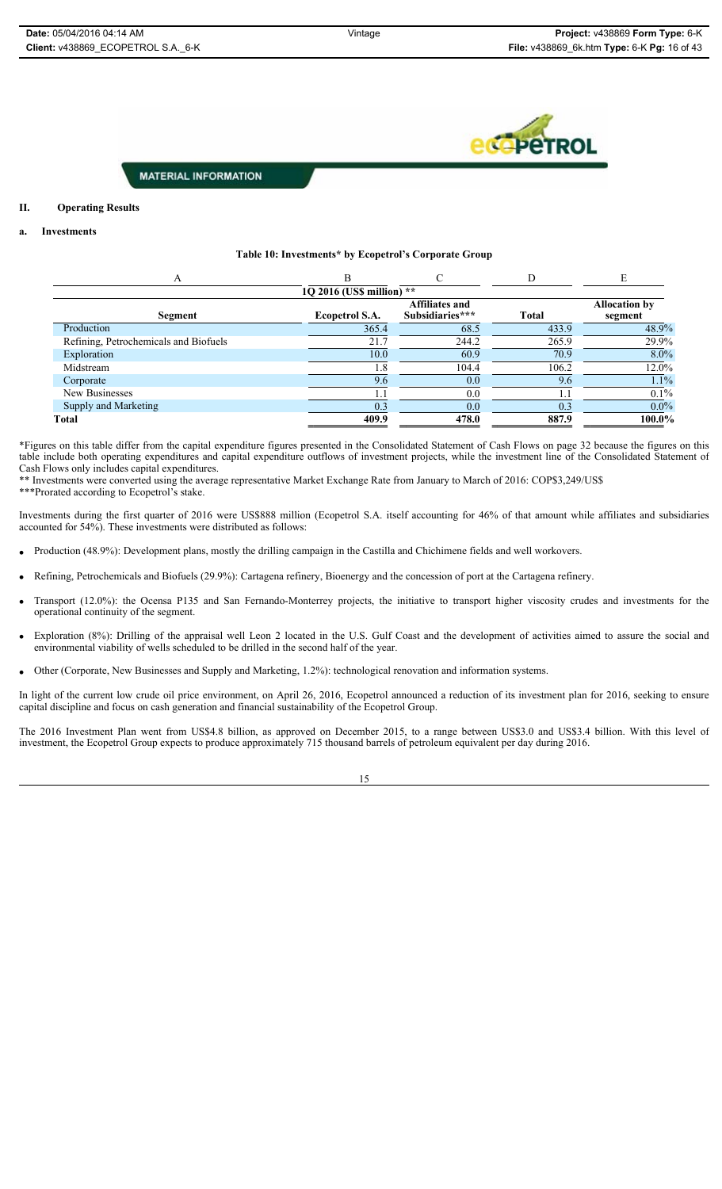MATERIAL INFORMATION

## II. Operating Results

### a. Investments

**Table 10: Investments* by Ecopetrol's Corporate Group**

| A | B | C | D | E |
|---|---|---|---|---|
| | 1Q 2016 (US$ million) ** | | | |
| **Segment** | **Ecopetrol S.A.** | **Affiliates and Subsidiaries*** ** | **Total** | **Allocation by segment** |
| Production | 365.4 | 68.5 | 433.9 | 48.9% |
| Refining, Petrochemicals and Biofuels | 21.7 | 244.2 | 265.9 | 29.9% |
| Exploration | 10.0 | 60.9 | 70.9 | 8.0% |
| Midstream | 1.8 | 104.4 | 106.2 | 12.0% |
| Corporate | 9.6 | 0.0 | 9.6 | 1.1% |
| New Businesses | 1.1 | 0.0 | 1.1 | 0.1% |
| Supply and Marketing | 0.3 | 0.0 | 0.3 | 0.0% |
| **Total** | **409.9** | **478.0** | **887.9** | **100.0%** |

*Figures on this table differ from the capital expenditure figures presented in the Consolidated Statement of Cash Flows on page 32 because the figures on this table include both operating expenditures and capital expenditure outflows of investment projects, while the investment line of the Consolidated Statement of Cash Flows only includes capital expenditures.

** Investments were converted using the average representative Market Exchange Rate from January to March of 2016: COP$3,249/US$

***Prorated according to Ecopetrol's stake.

Investments during the first quarter of 2016 were US$888 million (Ecopetrol S.A. itself accounting for 46% of that amount while affiliates and subsidiaries accounted for 54%). These investments were distributed as follows:

- Production (48.9%): Development plans, mostly the drilling campaign in the Castilla and Chichimene fields and well workovers.
- Refining, Petrochemicals and Biofuels (29.9%): Cartagena refinery, Bioenergy and the concession of port at the Cartagena refinery.
- Transport (12.0%): the Ocensa P135 and San Fernando-Monterrey projects, the initiative to transport higher viscosity crudes and investments for the operational continuity of the segment.
- Exploration (8%): Drilling of the appraisal well Leon 2 located in the U.S. Gulf Coast and the development of activities aimed to assure the social and environmental viability of wells scheduled to be drilled in the second half of the year.
- Other (Corporate, New Businesses and Supply and Marketing, 1.2%): technological renovation and information systems.

In light of the current low crude oil price environment, on April 26, 2016, Ecopetrol announced a reduction of its investment plan for 2016, seeking to ensure capital discipline and focus on cash generation and financial sustainability of the Ecopetrol Group.

The 2016 Investment Plan went from US$4.8 billion, as approved on December 2015, to a range between US$3.0 and US$3.4 billion. With this level of investment, the Ecopetrol Group expects to produce approximately 715 thousand barrels of petroleum equivalent per day during 2016.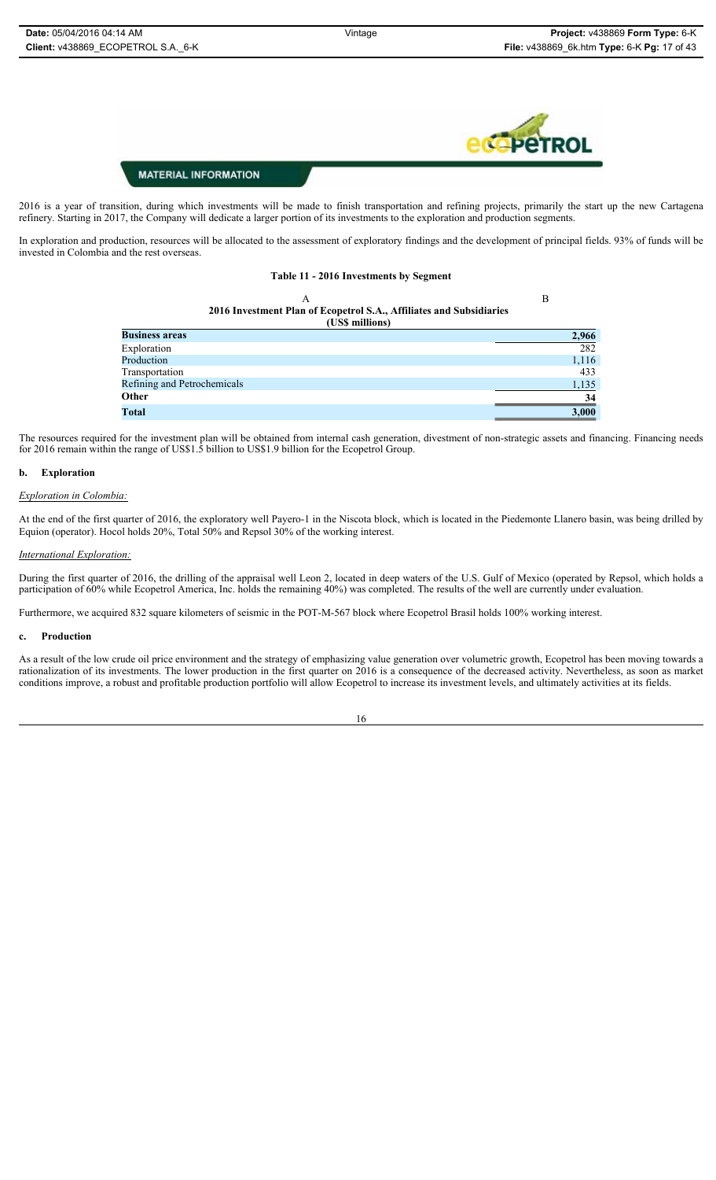MATERIAL INFORMATION

2016 is a year of transition, during which investments will be made to finish transportation and refining projects, primarily the start up the new Cartagena refinery. Starting in 2017, the Company will dedicate a larger portion of its investments to the exploration and production segments.

In exploration and production, resources will be allocated to the assessment of exploratory findings and the development of principal fields. 93% of funds will be invested in Colombia and the rest overseas.

**Table 11 - 2016 Investments by Segment**

| A | B |
|---|---|
| **2016 Investment Plan of Ecopetrol S.A., Affiliates and Subsidiaries (US$ millions)** | |
| **Business areas** | **2,966** |
| Exploration | 282 |
| Production | 1,116 |
| Transportation | 433 |
| Refining and Petrochemicals | 1,135 |
| **Other** | **34** |
| **Total** | **3,000** |

The resources required for the investment plan will be obtained from internal cash generation, divestment of non-strategic assets and financing. Financing needs for 2016 remain within the range of US$1.5 billion to US$1.9 billion for the Ecopetrol Group.

### b. Exploration

*Exploration in Colombia:*

At the end of the first quarter of 2016, the exploratory well Payero-1 in the Niscota block, which is located in the Piedemonte Llanero basin, was being drilled by Equion (operator). Hocol holds 20%, Total 50% and Repsol 30% of the working interest.

*International Exploration:*

During the first quarter of 2016, the drilling of the appraisal well Leon 2, located in deep waters of the U.S. Gulf of Mexico (operated by Repsol, which holds a participation of 60% while Ecopetrol America, Inc. holds the remaining 40%) was completed. The results of the well are currently under evaluation.

Furthermore, we acquired 832 square kilometers of seismic in the POT-M-567 block where Ecopetrol Brasil holds 100% working interest.

### c. Production

As a result of the low crude oil price environment and the strategy of emphasizing value generation over volumetric growth, Ecopetrol has been moving towards a rationalization of its investments. The lower production in the first quarter on 2016 is a consequence of the decreased activity. Nevertheless, as soon as market conditions improve, a robust and profitable production portfolio will allow Ecopetrol to increase its investment levels, and ultimately activities at its fields.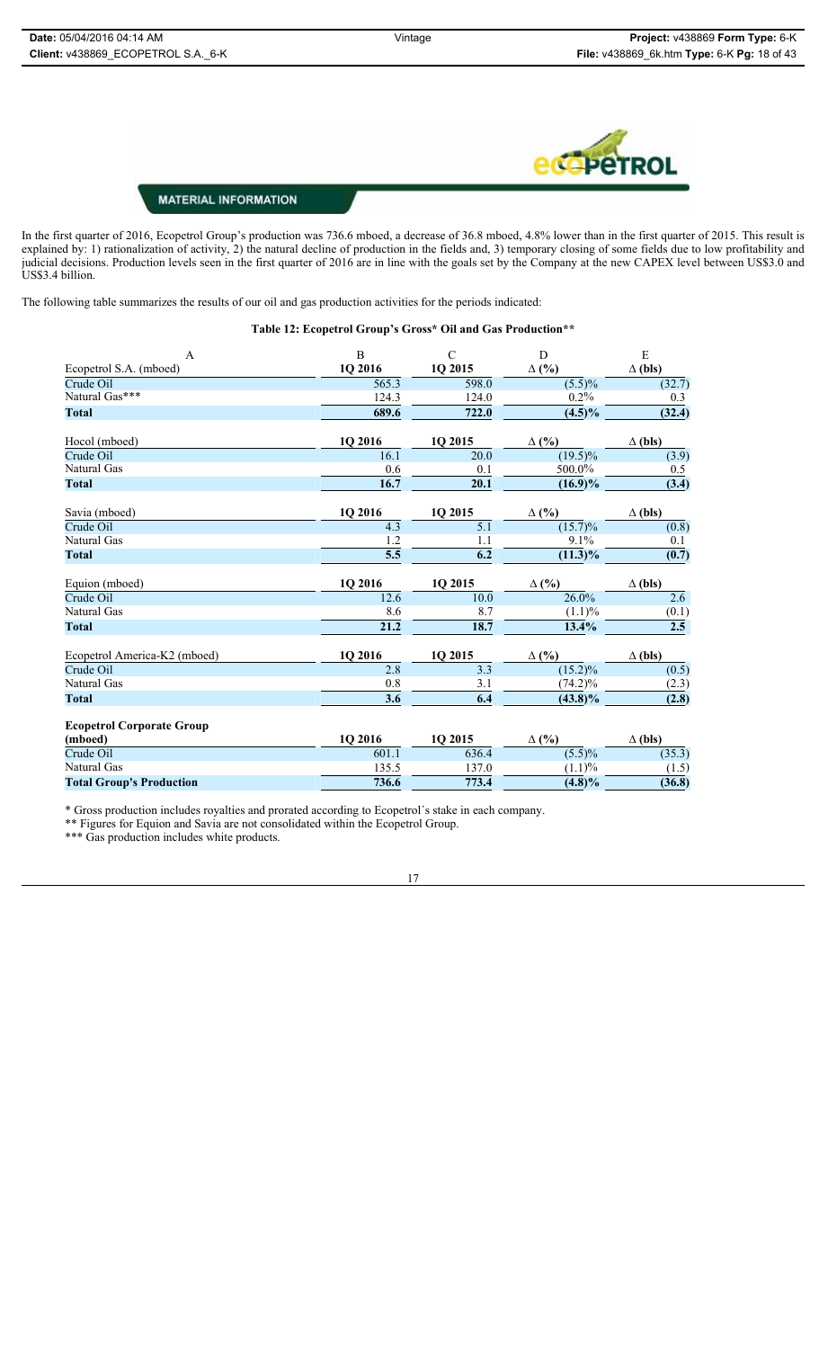**MATERIAL INFORMATION**

In the first quarter of 2016, Ecopetrol Group's production was 736.6 mboed, a decrease of 36.8 mboed, 4.8% lower than in the first quarter of 2015. This result is explained by: 1) rationalization of activity, 2) the natural decline of production in the fields and, 3) temporary closing of some fields due to low profitability and judicial decisions. Production levels seen in the first quarter of 2016 are in line with the goals set by the Company at the new CAPEX level between US$3.0 and US$3.4 billion.

The following table summarizes the results of our oil and gas production activities for the periods indicated:

**Table 12: Ecopetrol Group's Gross* Oil and Gas Production****

| A | B | C | D | E |
|---|---|---|---|---|
| Ecopetrol S.A. (mboed) | 1Q 2016 | 1Q 2015 | Δ (%) | Δ (bls) |
| Crude Oil | 565.3 | 598.0 | (5.5)% | (32.7) |
| Natural Gas*** | 124.3 | 124.0 | 0.2% | 0.3 |
| **Total** | **689.6** | **722.0** | **(4.5)%** | **(32.4)** |
| Hocol (mboed) | 1Q 2016 | 1Q 2015 | Δ (%) | Δ (bls) |
| Crude Oil | 16.1 | 20.0 | (19.5)% | (3.9) |
| Natural Gas | 0.6 | 0.1 | 500.0% | 0.5 |
| **Total** | **16.7** | **20.1** | **(16.9)%** | **(3.4)** |
| Savia (mboed) | 1Q 2016 | 1Q 2015 | Δ (%) | Δ (bls) |
| Crude Oil | 4.3 | 5.1 | (15.7)% | (0.8) |
| Natural Gas | 1.2 | 1.1 | 9.1% | 0.1 |
| **Total** | **5.5** | **6.2** | **(11.3)%** | **(0.7)** |
| Equion (mboed) | 1Q 2016 | 1Q 2015 | Δ (%) | Δ (bls) |
| Crude Oil | 12.6 | 10.0 | 26.0% | 2.6 |
| Natural Gas | 8.6 | 8.7 | (1.1)% | (0.1) |
| **Total** | **21.2** | **18.7** | **13.4%** | **2.5** |
| Ecopetrol America-K2 (mboed) | 1Q 2016 | 1Q 2015 | Δ (%) | Δ (bls) |
| Crude Oil | 2.8 | 3.3 | (15.2)% | (0.5) |
| Natural Gas | 0.8 | 3.1 | (74.2)% | (2.3) |
| **Total** | **3.6** | **6.4** | **(43.8)%** | **(2.8)** |
| **Ecopetrol Corporate Group (mboed)** | **1Q 2016** | **1Q 2015** | **Δ (%)** | **Δ (bls)** |
| Crude Oil | 601.1 | 636.4 | (5.5)% | (35.3) |
| Natural Gas | 135.5 | 137.0 | (1.1)% | (1.5) |
| **Total Group's Production** | **736.6** | **773.4** | **(4.8)%** | **(36.8)** |

\* Gross production includes royalties and prorated according to Ecopetrol´s stake in each company.

** Figures for Equion and Savia are not consolidated within the Ecopetrol Group.

*** Gas production includes white products.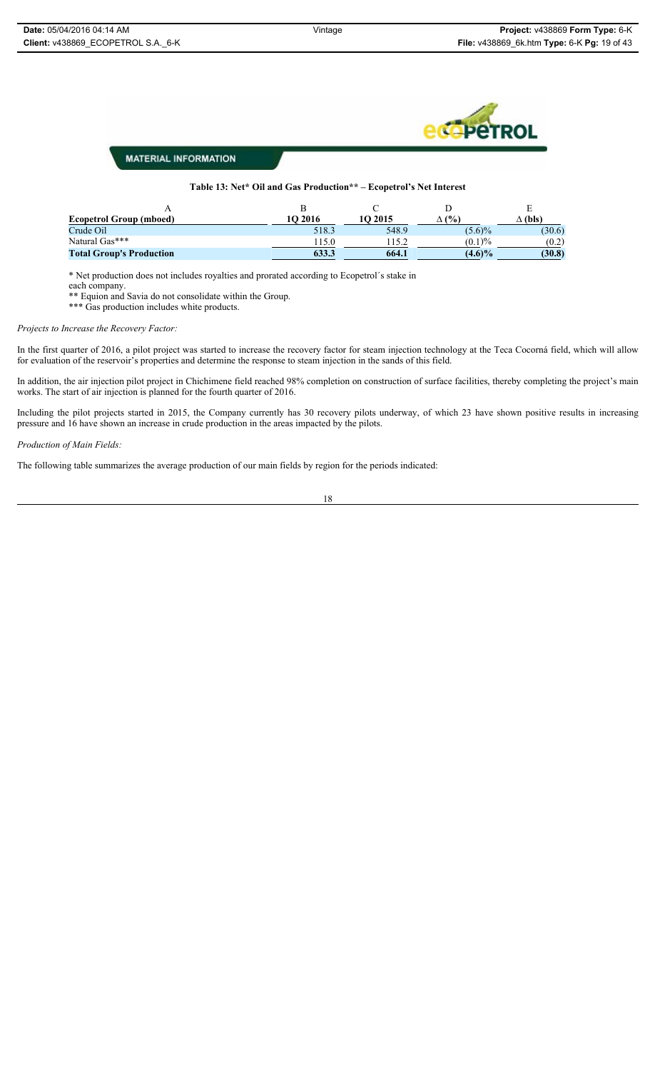MATERIAL INFORMATION

**Table 13: Net* Oil and Gas Production** – Ecopetrol's Net Interest**

| A | B | C | D | E |
|---|---|---|---|---|
| **Ecopetrol Group (mboed)** | **1Q 2016** | **1Q 2015** | **Δ (%)** | **Δ (bls)** |
| Crude Oil | 518.3 | 548.9 | (5.6)% | (30.6) |
| Natural Gas*** | 115.0 | 115.2 | (0.1)% | (0.2) |
| **Total Group's Production** | **633.3** | **664.1** | **(4.6)%** | **(30.8)** |

* Net production does not includes royalties and prorated according to Ecopetrol´s stake in each company.

** Equion and Savia do not consolidate within the Group.

*** Gas production includes white products.

*Projects to Increase the Recovery Factor:*

In the first quarter of 2016, a pilot project was started to increase the recovery factor for steam injection technology at the Teca Cocorná field, which will allow for evaluation of the reservoir's properties and determine the response to steam injection in the sands of this field.

In addition, the air injection pilot project in Chichimene field reached 98% completion on construction of surface facilities, thereby completing the project's main works. The start of air injection is planned for the fourth quarter of 2016.

Including the pilot projects started in 2015, the Company currently has 30 recovery pilots underway, of which 23 have shown positive results in increasing pressure and 16 have shown an increase in crude production in the areas impacted by the pilots.

*Production of Main Fields:*

The following table summarizes the average production of our main fields by region for the periods indicated: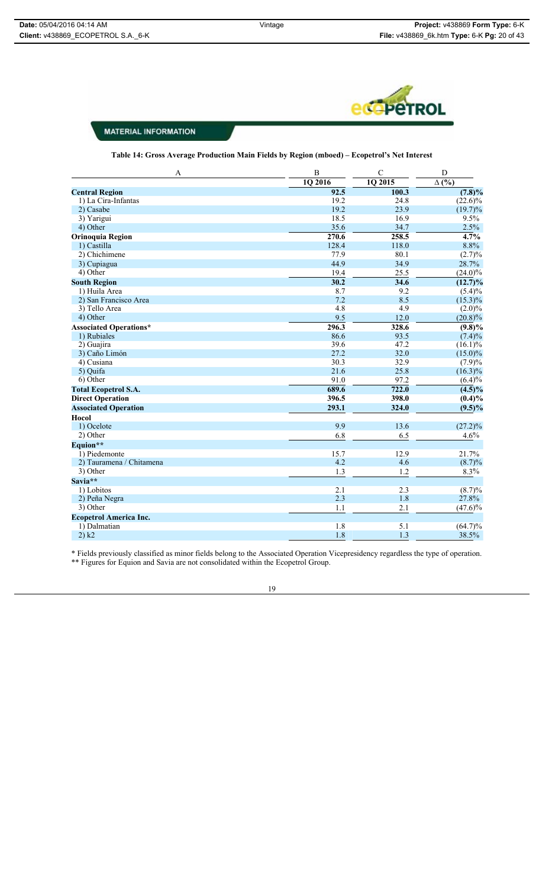MATERIAL INFORMATION

**Table 14: Gross Average Production Main Fields by Region (mboed) – Ecopetrol's Net Interest**

| A | B | C | D |
|---|---|---|---|
| | 1Q 2016 | 1Q 2015 | Δ (%) |
| **Central Region** | **92.5** | **100.3** | **(7.8)%** |
| 1) La Cira-Infantas | 19.2 | 24.8 | (22.6)% |
| 2) Casabe | 19.2 | 23.9 | (19.7)% |
| 3) Yarigui | 18.5 | 16.9 | 9.5% |
| 4) Other | 35.6 | 34.7 | 2.5% |
| **Orinoquia Region** | **270.6** | **258.5** | **4.7%** |
| 1) Castilla | 128.4 | 118.0 | 8.8% |
| 2) Chichimene | 77.9 | 80.1 | (2.7)% |
| 3) Cupiagua | 44.9 | 34.9 | 28.7% |
| 4) Other | 19.4 | 25.5 | (24.0)% |
| **South Region** | **30.2** | **34.6** | **(12.7)%** |
| 1) Huila Area | 8.7 | 9.2 | (5.4)% |
| 2) San Francisco Area | 7.2 | 8.5 | (15.3)% |
| 3) Tello Area | 4.8 | 4.9 | (2.0)% |
| 4) Other | 9.5 | 12.0 | (20.8)% |
| **Associated Operations*** | **296.3** | **328.6** | **(9.8)%** |
| 1) Rubiales | 86.6 | 93.5 | (7.4)% |
| 2) Guajira | 39.6 | 47.2 | (16.1)% |
| 3) Caño Limón | 27.2 | 32.0 | (15.0)% |
| 4) Cusiana | 30.3 | 32.9 | (7.9)% |
| 5) Quifa | 21.6 | 25.8 | (16.3)% |
| 6) Other | 91.0 | 97.2 | (6.4)% |
| **Total Ecopetrol S.A.** | **689.6** | **722.0** | **(4.5)%** |
| **Direct Operation** | **396.5** | **398.0** | **(0.4)%** |
| **Associated Operation** | **293.1** | **324.0** | **(9.5)%** |
| **Hocol** | | | |
| 1) Ocelote | 9.9 | 13.6 | (27.2)% |
| 2) Other | 6.8 | 6.5 | 4.6% |
| **Equion**** | | | |
| 1) Piedemonte | 15.7 | 12.9 | 21.7% |
| 2) Tauramena / Chitamena | 4.2 | 4.6 | (8.7)% |
| 3) Other | 1.3 | 1.2 | 8.3% |
| **Savia**** | | | |
| 1) Lobitos | 2.1 | 2.3 | (8.7)% |
| 2) Peña Negra | 2.3 | 1.8 | 27.8% |
| 3) Other | 1.1 | 2.1 | (47.6)% |
| **Ecopetrol America Inc.** | | | |
| 1) Dalmatian | 1.8 | 5.1 | (64.7)% |
| 2) k2 | 1.8 | 1.3 | 38.5% |

\* Fields previously classified as minor fields belong to the Associated Operation Vicepresidency regardless the type of operation.

\*\* Figures for Equion and Savia are not consolidated within the Ecopetrol Group.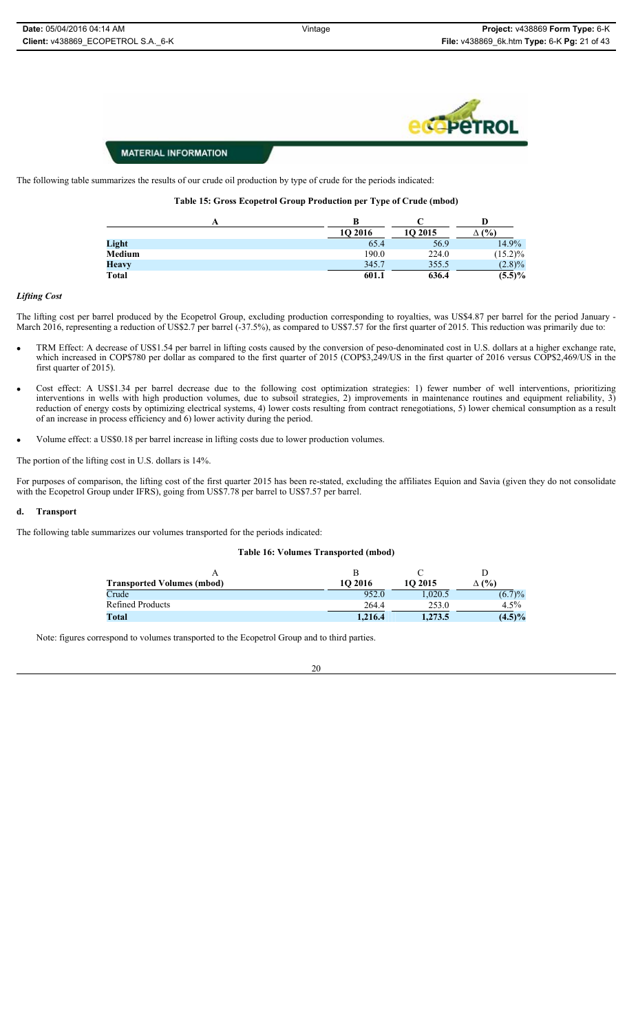The following table summarizes the results of our crude oil production by type of crude for the periods indicated:

**Table 15: Gross Ecopetrol Group Production per Type of Crude (mbod)**

| A | B | C | D |
|---|---|---|---|
| | 1Q 2016 | 1Q 2015 | Δ (%) |
| **Light** | 65.4 | 56.9 | 14.9% |
| **Medium** | 190.0 | 224.0 | (15.2)% |
| **Heavy** | 345.7 | 355.5 | (2.8)% |
| **Total** | **601.1** | **636.4** | **(5.5)%** |

### *Lifting Cost*

The lifting cost per barrel produced by the Ecopetrol Group, excluding production corresponding to royalties, was US$4.87 per barrel for the period January - March 2016, representing a reduction of US$2.7 per barrel (-37.5%), as compared to US$7.57 for the first quarter of 2015. This reduction was primarily due to:

- TRM Effect: A decrease of US$1.54 per barrel in lifting costs caused by the conversion of peso-denominated cost in U.S. dollars at a higher exchange rate, which increased in COP$780 per dollar as compared to the first quarter of 2015 (COP$3,249/US in the first quarter of 2016 versus COP$2,469/US in the first quarter of 2015).
- Cost effect: A US$1.34 per barrel decrease due to the following cost optimization strategies: 1) fewer number of well interventions, prioritizing interventions in wells with high production volumes, due to subsoil strategies, 2) improvements in maintenance routines and equipment reliability, 3) reduction of energy costs by optimizing electrical systems, 4) lower costs resulting from contract renegotiations, 5) lower chemical consumption as a result of an increase in process efficiency and 6) lower activity during the period.
- Volume effect: a US$0.18 per barrel increase in lifting costs due to lower production volumes.

The portion of the lifting cost in U.S. dollars is 14%.

For purposes of comparison, the lifting cost of the first quarter 2015 has been re-stated, excluding the affiliates Equion and Savia (given they do not consolidate with the Ecopetrol Group under IFRS), going from US$7.78 per barrel to US$7.57 per barrel.

## d. Transport

The following table summarizes our volumes transported for the periods indicated:

**Table 16: Volumes Transported (mbod)**

| A | B | C | D |
|---|---|---|---|
| **Transported Volumes (mbod)** | **1Q 2016** | **1Q 2015** | **Δ (%)** |
| Crude | 952.0 | 1,020.5 | (6.7)% |
| Refined Products | 264.4 | 253.0 | 4.5% |
| **Total** | **1,216.4** | **1,273.5** | **(4.5)%** |

Note: figures correspond to volumes transported to the Ecopetrol Group and to third parties.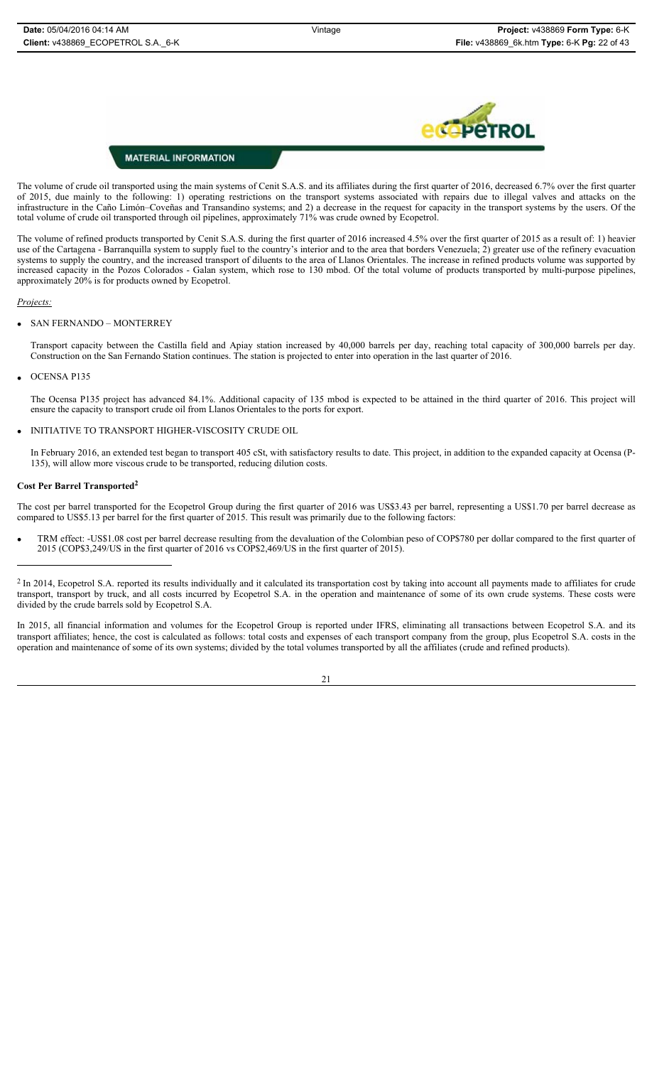**MATERIAL INFORMATION**

The volume of crude oil transported using the main systems of Cenit S.A.S. and its affiliates during the first quarter of 2016, decreased 6.7% over the first quarter of 2015, due mainly to the following: 1) operating restrictions on the transport systems associated with repairs due to illegal valves and attacks on the infrastructure in the Caño Limón–Coveñas and Transandino systems; and 2) a decrease in the request for capacity in the transport systems by the users. Of the total volume of crude oil transported through oil pipelines, approximately 71% was crude owned by Ecopetrol.

The volume of refined products transported by Cenit S.A.S. during the first quarter of 2016 increased 4.5% over the first quarter of 2015 as a result of: 1) heavier use of the Cartagena - Barranquilla system to supply fuel to the country's interior and to the area that borders Venezuela; 2) greater use of the refinery evacuation systems to supply the country, and the increased transport of diluents to the area of Llanos Orientales. The increase in refined products volume was supported by increased capacity in the Pozos Colorados - Galan system, which rose to 130 mbod. Of the total volume of products transported by multi-purpose pipelines, approximately 20% is for products owned by Ecopetrol.

*Projects:*

- SAN FERNANDO – MONTERREY

  Transport capacity between the Castilla field and Apiay station increased by 40,000 barrels per day, reaching total capacity of 300,000 barrels per day. Construction on the San Fernando Station continues. The station is projected to enter into operation in the last quarter of 2016.

- OCENSA P135

  The Ocensa P135 project has advanced 84.1%. Additional capacity of 135 mbod is expected to be attained in the third quarter of 2016. This project will ensure the capacity to transport crude oil from Llanos Orientales to the ports for export.

- INITIATIVE TO TRANSPORT HIGHER-VISCOSITY CRUDE OIL

  In February 2016, an extended test began to transport 405 cSt, with satisfactory results to date. This project, in addition to the expanded capacity at Ocensa (P-135), will allow more viscous crude to be transported, reducing dilution costs.

**Cost Per Barrel Transported[2]**

The cost per barrel transported for the Ecopetrol Group during the first quarter of 2016 was US$3.43 per barrel, representing a US$1.70 per barrel decrease as compared to US$5.13 per barrel for the first quarter of 2015. This result was primarily due to the following factors:

- TRM effect: -US$1.08 cost per barrel decrease resulting from the devaluation of the Colombian peso of COP$780 per dollar compared to the first quarter of 2015 (COP$3,249/US in the first quarter of 2016 vs COP$2,469/US in the first quarter of 2015).

---

[2] In 2014, Ecopetrol S.A. reported its results individually and it calculated its transportation cost by taking into account all payments made to affiliates for crude transport, transport by truck, and all costs incurred by Ecopetrol S.A. in the operation and maintenance of some of its own crude systems. These costs were divided by the crude barrels sold by Ecopetrol S.A.

In 2015, all financial information and volumes for the Ecopetrol Group is reported under IFRS, eliminating all transactions between Ecopetrol S.A. and its transport affiliates; hence, the cost is calculated as follows: total costs and expenses of each transport company from the group, plus Ecopetrol S.A. costs in the operation and maintenance of some of its own systems; divided by the total volumes transported by all the affiliates (crude and refined products).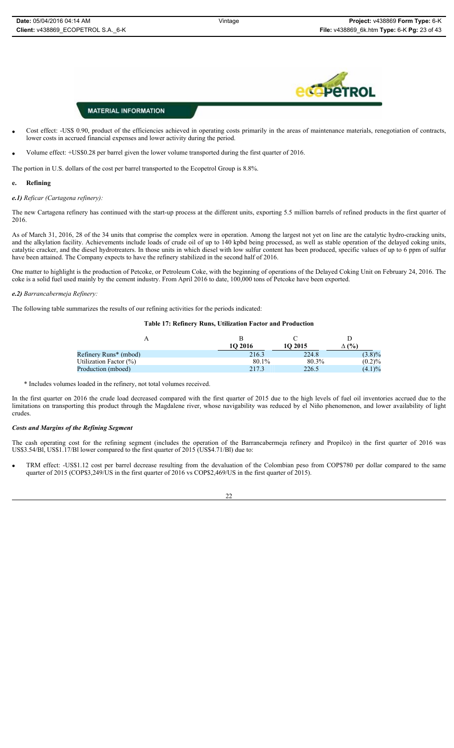- Cost effect: -US$ 0.90, product of the efficiencies achieved in operating costs primarily in the areas of maintenance materials, renegotiation of contracts, lower costs in accrued financial expenses and lower activity during the period.
- Volume effect: +US$0.28 per barrel given the lower volume transported during the first quarter of 2016.

The portion in U.S. dollars of the cost per barrel transported to the Ecopetrol Group is 8.8%.

## e. Refining

### *e.1) Reficar (Cartagena refinery):*

The new Cartagena refinery has continued with the start-up process at the different units, exporting 5.5 million barrels of refined products in the first quarter of 2016.

As of March 31, 2016, 28 of the 34 units that comprise the complex were in operation. Among the largest not yet on line are the catalytic hydro-cracking units, and the alkylation facility. Achievements include loads of crude oil of up to 140 kpbd being processed, as well as stable operation of the delayed coking units, catalytic cracker, and the diesel hydrotreaters. In those units in which diesel with low sulfur content has been produced, specific values of up to 6 ppm of sulfur have been attained. The Company expects to have the refinery stabilized in the second half of 2016.

One matter to highlight is the production of Petcoke, or Petroleum Coke, with the beginning of operations of the Delayed Coking Unit on February 24, 2016. The coke is a solid fuel used mainly by the cement industry. From April 2016 to date, 100,000 tons of Petcoke have been exported.

### *e.2) Barrancabermeja Refinery:*

The following table summarizes the results of our refining activities for the periods indicated:

**Table 17: Refinery Runs, Utilization Factor and Production**

| A | B<br>1Q 2016 | C<br>1Q 2015 | D<br>Δ (%) |
|---|---|---|---|
| Refinery Runs* (mbod) | 216.3 | 224.8 | (3.8)% |
| Utilization Factor (%) | 80.1% | 80.3% | (0.2)% |
| Production (mboed) | 217.3 | 226.5 | (4.1)% |

\* Includes volumes loaded in the refinery, not total volumes received.

In the first quarter on 2016 the crude load decreased compared with the first quarter of 2015 due to the high levels of fuel oil inventories accrued due to the limitations on transporting this product through the Magdalene river, whose navigability was reduced by el Niño phenomenon, and lower availability of light crudes.

### *Costs and Margins of the Refining Segment*

The cash operating cost for the refining segment (includes the operation of the Barrancabermeja refinery and Propilco) in the first quarter of 2016 was US$3.54/Bl, US$1.17/Bl lower compared to the first quarter of 2015 (US$4.71/Bl) due to:

- TRM effect: -US$1.12 cost per barrel decrease resulting from the devaluation of the Colombian peso from COP$780 per dollar compared to the same quarter of 2015 (COP$3,249/US in the first quarter of 2016 vs COP$2,469/US in the first quarter of 2015).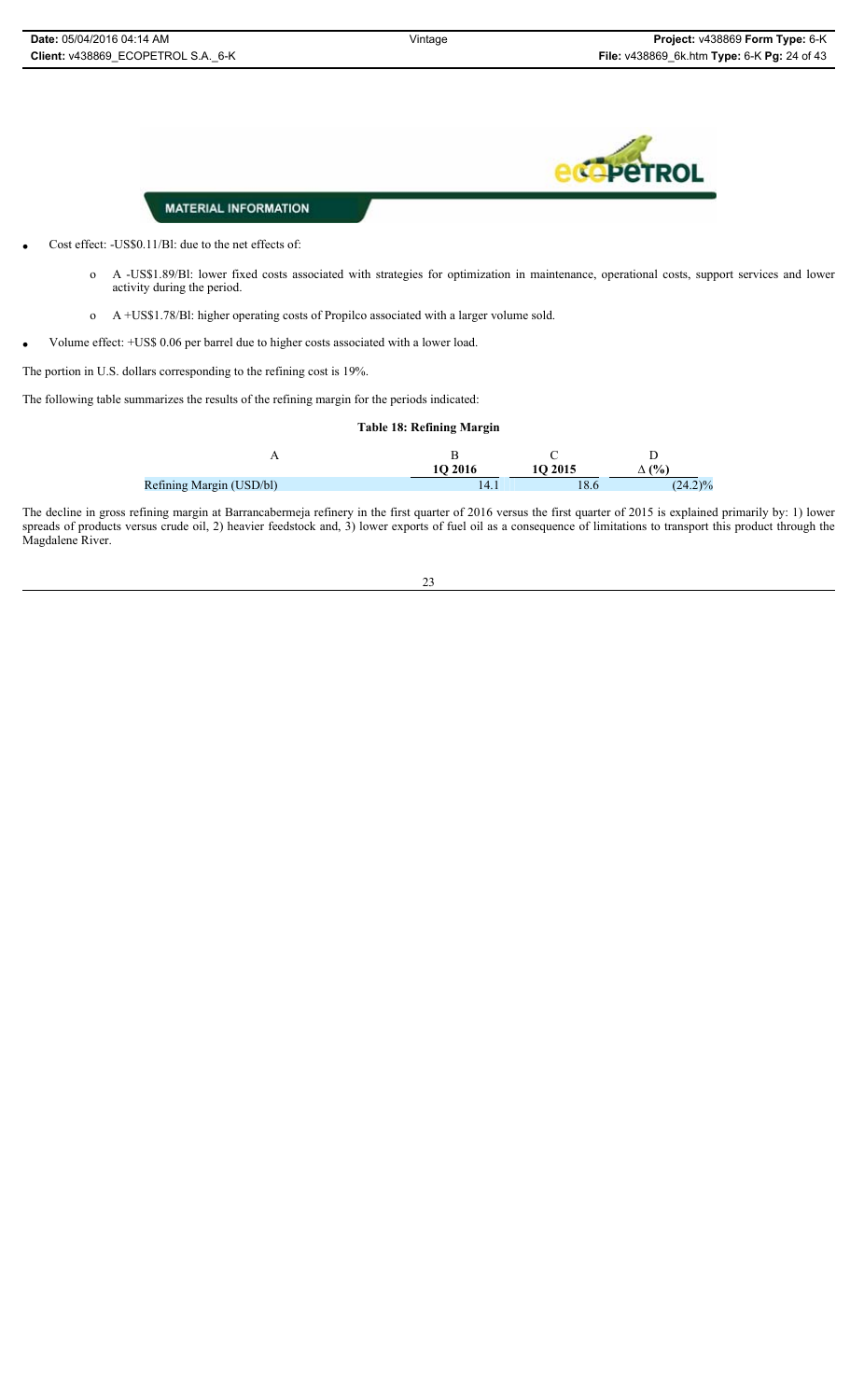**MATERIAL INFORMATION**

- Cost effect: -US$0.11/Bl: due to the net effects of:
  - A -US$1.89/Bl: lower fixed costs associated with strategies for optimization in maintenance, operational costs, support services and lower activity during the period.
  - A +US$1.78/Bl: higher operating costs of Propilco associated with a larger volume sold.
- Volume effect: +US$ 0.06 per barrel due to higher costs associated with a lower load.

The portion in U.S. dollars corresponding to the refining cost is 19%.

The following table summarizes the results of the refining margin for the periods indicated:

**Table 18: Refining Margin**

| A | B | C | D |
|---|---|---|---|
| | **1Q 2016** | **1Q 2015** | **Δ (%)** |
| Refining Margin (USD/bl) | 14.1 | 18.6 | (24.2)% |

The decline in gross refining margin at Barrancabermeja refinery in the first quarter of 2016 versus the first quarter of 2015 is explained primarily by: 1) lower spreads of products versus crude oil, 2) heavier feedstock and, 3) lower exports of fuel oil as a consequence of limitations to transport this product through the Magdalene River.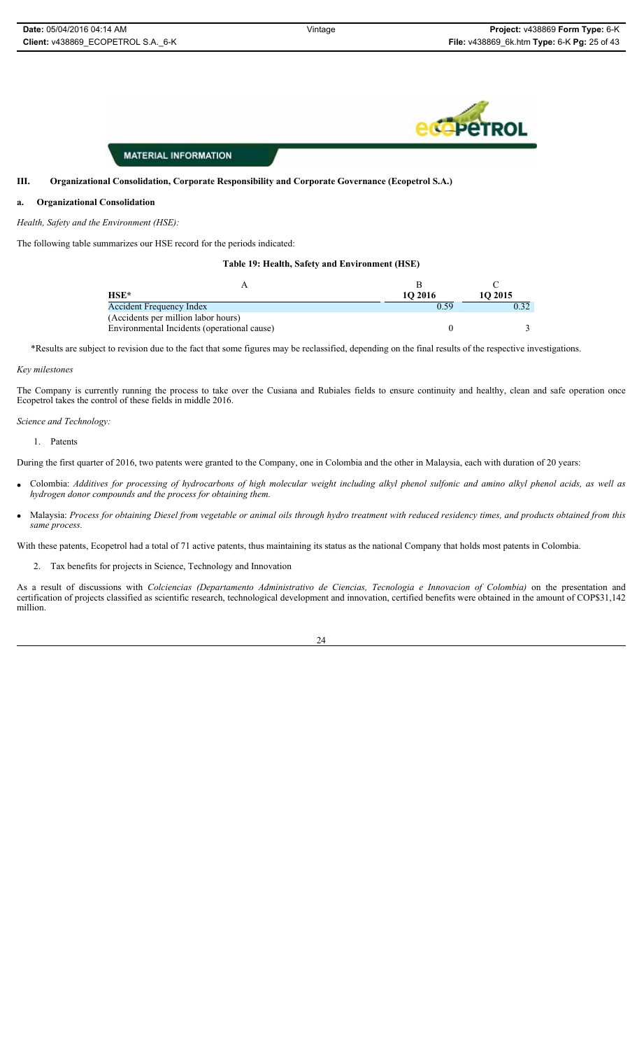MATERIAL INFORMATION

## III. Organizational Consolidation, Corporate Responsibility and Corporate Governance (Ecopetrol S.A.)

### a. Organizational Consolidation

*Health, Safety and the Environment (HSE):*

The following table summarizes our HSE record for the periods indicated:

**Table 19: Health, Safety and Environment (HSE)**

| A | B | C |
|---|---|---|
| **HSE*** | **1Q 2016** | **1Q 2015** |
| Accident Frequency Index (Accidents per million labor hours) | 0.59 | 0.32 |
| Environmental Incidents (operational cause) | 0 | 3 |

*Results are subject to revision due to the fact that some figures may be reclassified, depending on the final results of the respective investigations.

*Key milestones*

The Company is currently running the process to take over the Cusiana and Rubiales fields to ensure continuity and healthy, clean and safe operation once Ecopetrol takes the control of these fields in middle 2016.

*Science and Technology:*

1. Patents

During the first quarter of 2016, two patents were granted to the Company, one in Colombia and the other in Malaysia, each with duration of 20 years:

- Colombia: *Additives for processing of hydrocarbons of high molecular weight including alkyl phenol sulfonic and amino alkyl phenol acids, as well as hydrogen donor compounds and the process for obtaining them.*
- Malaysia: *Process for obtaining Diesel from vegetable or animal oils through hydro treatment with reduced residency times, and products obtained from this same process.*

With these patents, Ecopetrol had a total of 71 active patents, thus maintaining its status as the national Company that holds most patents in Colombia.

2. Tax benefits for projects in Science, Technology and Innovation

As a result of discussions with *Colciencias (Departamento Administrativo de Ciencias, Tecnologia e Innovacion of Colombia)* on the presentation and certification of projects classified as scientific research, technological development and innovation, certified benefits were obtained in the amount of COP$31,142 million.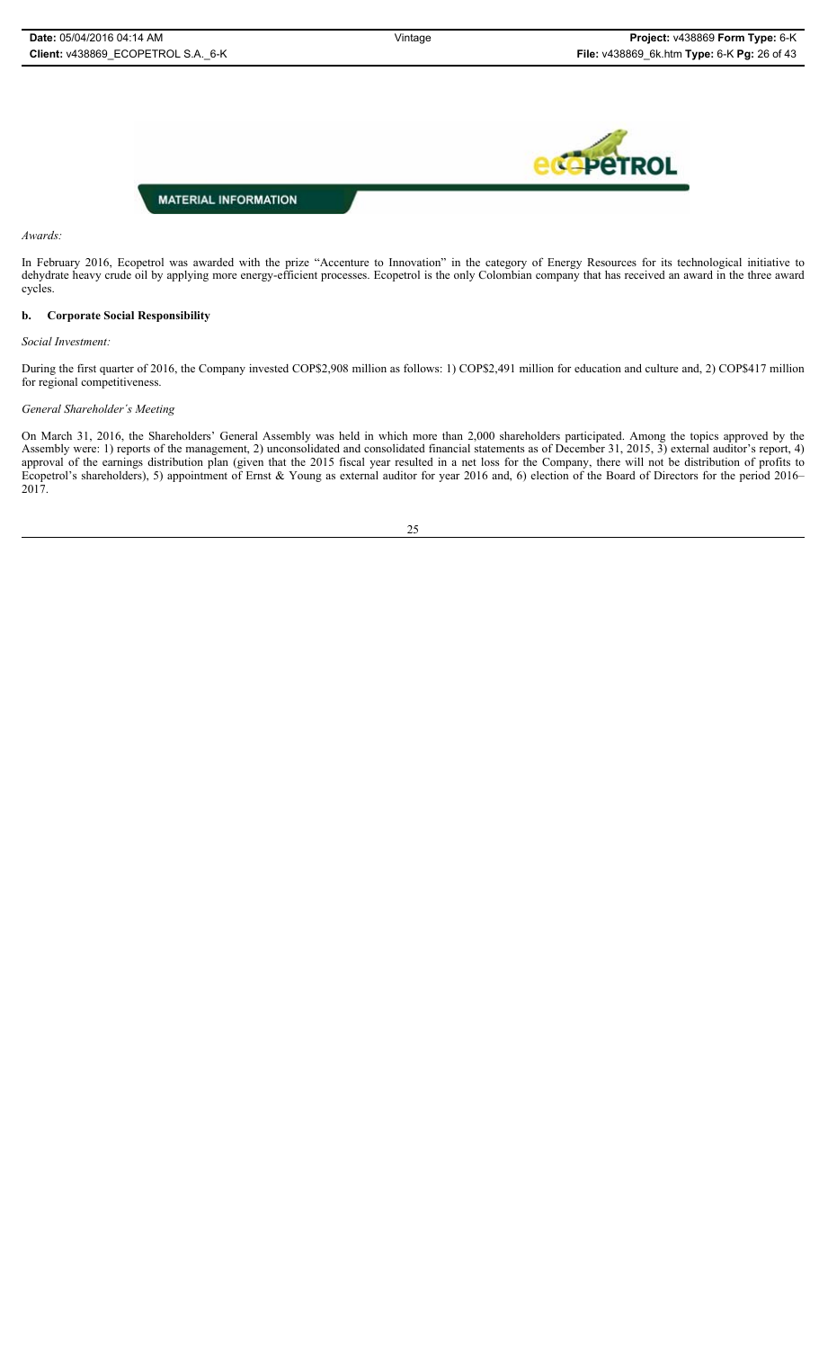MATERIAL INFORMATION

*Awards:*

In February 2016, Ecopetrol was awarded with the prize "Accenture to Innovation" in the category of Energy Resources for its technological initiative to dehydrate heavy crude oil by applying more energy-efficient processes. Ecopetrol is the only Colombian company that has received an award in the three award cycles.

### b. Corporate Social Responsibility

*Social Investment:*

During the first quarter of 2016, the Company invested COP$2,908 million as follows: 1) COP$2,491 million for education and culture and, 2) COP$417 million for regional competitiveness.

*General Shareholder´s Meeting*

On March 31, 2016, the Shareholders' General Assembly was held in which more than 2,000 shareholders participated. Among the topics approved by the Assembly were: 1) reports of the management, 2) unconsolidated and consolidated financial statements as of December 31, 2015, 3) external auditor's report, 4) approval of the earnings distribution plan (given that the 2015 fiscal year resulted in a net loss for the Company, there will not be distribution of profits to Ecopetrol's shareholders), 5) appointment of Ernst & Young as external auditor for year 2016 and, 6) election of the Board of Directors for the period 2016–2017.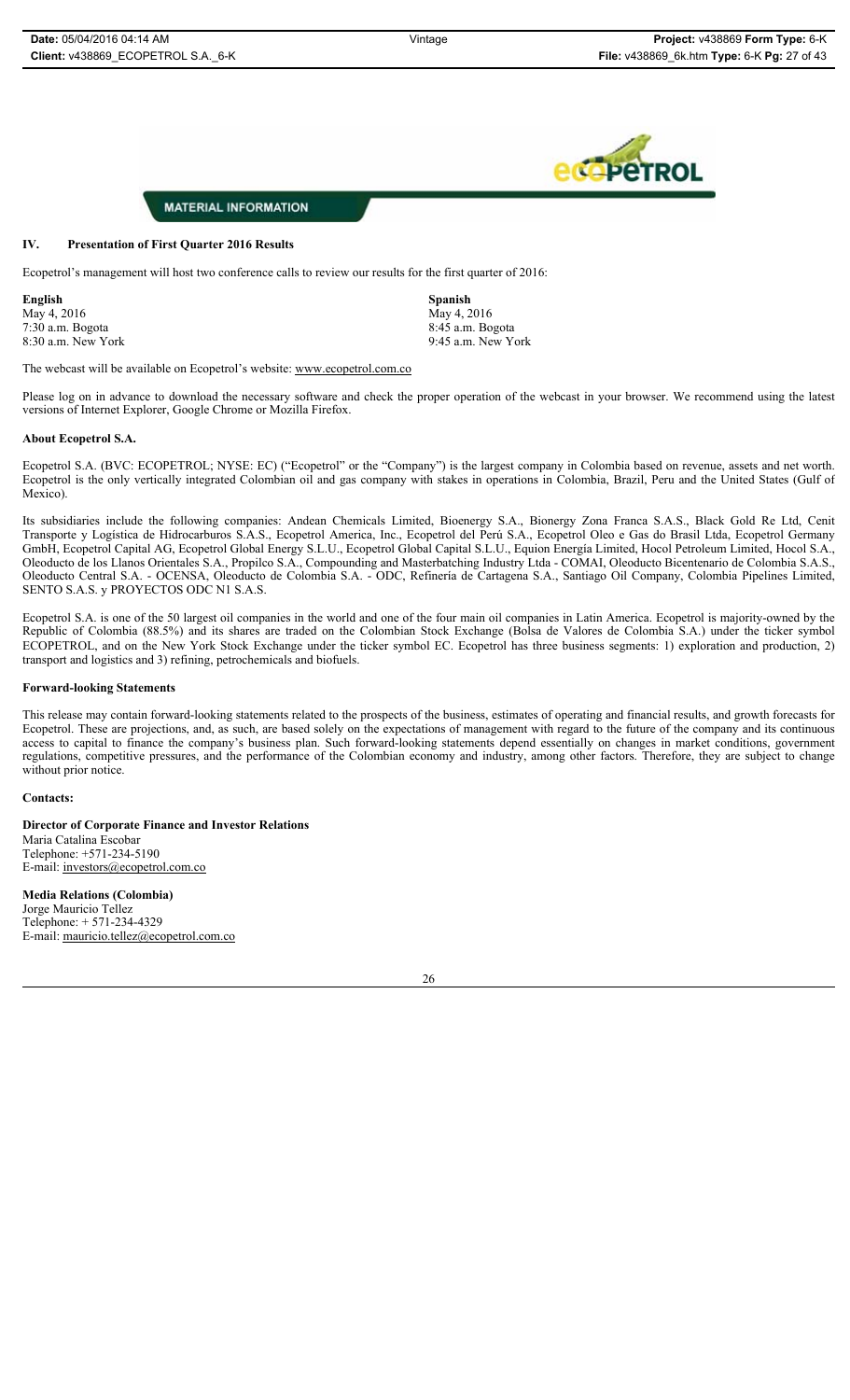**MATERIAL INFORMATION**

## IV. Presentation of First Quarter 2016 Results

Ecopetrol's management will host two conference calls to review our results for the first quarter of 2016:

| English | Spanish |
| --- | --- |
| May 4, 2016 | May 4, 2016 |
| 7:30 a.m. Bogota | 8:45 a.m. Bogota |
| 8:30 a.m. New York | 9:45 a.m. New York |

The webcast will be available on Ecopetrol's website: www.ecopetrol.com.co

Please log on in advance to download the necessary software and check the proper operation of the webcast in your browser. We recommend using the latest versions of Internet Explorer, Google Chrome or Mozilla Firefox.

### About Ecopetrol S.A.

Ecopetrol S.A. (BVC: ECOPETROL; NYSE: EC) ("Ecopetrol" or the "Company") is the largest company in Colombia based on revenue, assets and net worth. Ecopetrol is the only vertically integrated Colombian oil and gas company with stakes in operations in Colombia, Brazil, Peru and the United States (Gulf of Mexico).

Its subsidiaries include the following companies: Andean Chemicals Limited, Bioenergy S.A., Bionergy Zona Franca S.A.S., Black Gold Re Ltd, Cenit Transporte y Logística de Hidrocarburos S.A.S., Ecopetrol America, Inc., Ecopetrol del Perú S.A., Ecopetrol Oleo e Gas do Brasil Ltda, Ecopetrol Germany GmbH, Ecopetrol Capital AG, Ecopetrol Global Energy S.L.U., Ecopetrol Global Capital S.L.U., Equion Energía Limited, Hocol Petroleum Limited, Hocol S.A., Oleoducto de los Llanos Orientales S.A., Propilco S.A., Compounding and Masterbatching Industry Ltda - COMAI, Oleoducto Bicentenario de Colombia S.A.S., Oleoducto Central S.A. - OCENSA, Oleoducto de Colombia S.A. - ODC, Refinería de Cartagena S.A., Santiago Oil Company, Colombia Pipelines Limited, SENTO S.A.S. y PROYECTOS ODC N1 S.A.S.

Ecopetrol S.A. is one of the 50 largest oil companies in the world and one of the four main oil companies in Latin America. Ecopetrol is majority-owned by the Republic of Colombia (88.5%) and its shares are traded on the Colombian Stock Exchange (Bolsa de Valores de Colombia S.A.) under the ticker symbol ECOPETROL, and on the New York Stock Exchange under the ticker symbol EC. Ecopetrol has three business segments: 1) exploration and production, 2) transport and logistics and 3) refining, petrochemicals and biofuels.

### Forward-looking Statements

This release may contain forward-looking statements related to the prospects of the business, estimates of operating and financial results, and growth forecasts for Ecopetrol. These are projections, and, as such, are based solely on the expectations of management with regard to the future of the company and its continuous access to capital to finance the company's business plan. Such forward-looking statements depend essentially on changes in market conditions, government regulations, competitive pressures, and the performance of the Colombian economy and industry, among other factors. Therefore, they are subject to change without prior notice.

### Contacts:

**Director of Corporate Finance and Investor Relations**
Maria Catalina Escobar
Telephone: +571-234-5190
E-mail: investors@ecopetrol.com.co

**Media Relations (Colombia)**
Jorge Mauricio Tellez
Telephone: + 571-234-4329
E-mail: mauricio.tellez@ecopetrol.com.co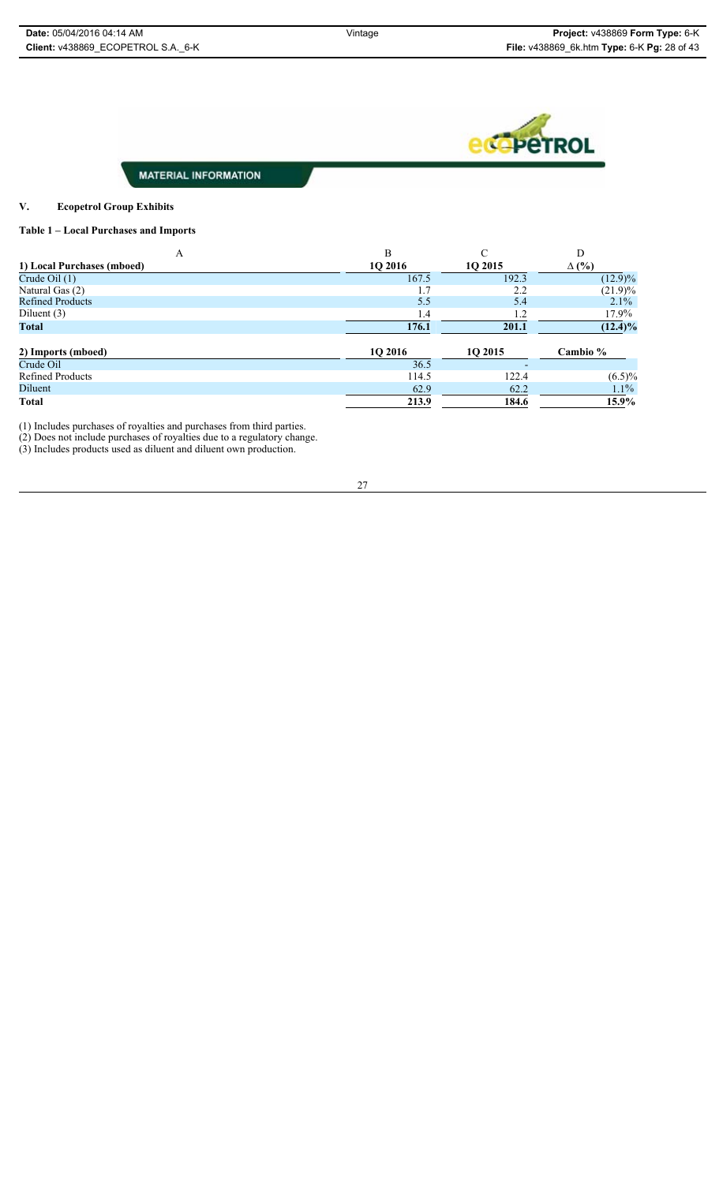MATERIAL INFORMATION

## V. Ecopetrol Group Exhibits

### Table 1 – Local Purchases and Imports

| A | B | C | D |
|---|---|---|---|
| **1) Local Purchases (mboed)** | **1Q 2016** | **1Q 2015** | **Δ (%)** |
| Crude Oil (1) | 167.5 | 192.3 | (12.9)% |
| Natural Gas (2) | 1.7 | 2.2 | (21.9)% |
| Refined Products | 5.5 | 5.4 | 2.1% |
| Diluent (3) | 1.4 | 1.2 | 17.9% |
| **Total** | **176.1** | **201.1** | **(12.4)%** |

| 2) Imports (mboed) | 1Q 2016 | 1Q 2015 | Cambio % |
|---|---|---|---|
| Crude Oil | 36.5 | - | |
| Refined Products | 114.5 | 122.4 | (6.5)% |
| Diluent | 62.9 | 62.2 | 1.1% |
| **Total** | **213.9** | **184.6** | **15.9%** |

(1) Includes purchases of royalties and purchases from third parties.
(2) Does not include purchases of royalties due to a regulatory change.
(3) Includes products used as diluent and diluent own production.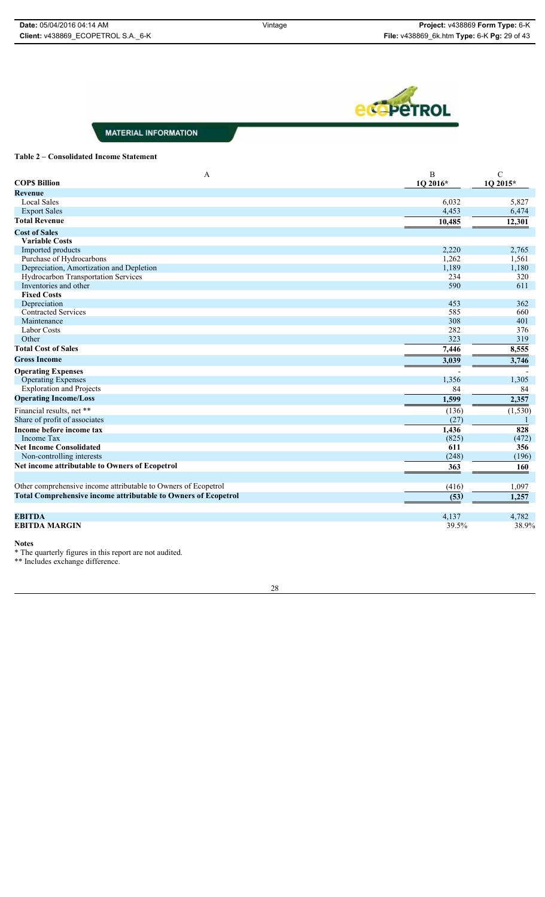MATERIAL INFORMATION

**Table 2 – Consolidated Income Statement**

| A | B | C |
|---|---|---|
| **COP$ Billion** | **1Q 2016*** | **1Q 2015*** |
| **Revenue** | | |
| Local Sales | 6,032 | 5,827 |
| Export Sales | 4,453 | 6,474 |
| **Total Revenue** | **10,485** | **12,301** |
| **Cost of Sales** | | |
| **Variable Costs** | | |
| Imported products | 2,220 | 2,765 |
| Purchase of Hydrocarbons | 1,262 | 1,561 |
| Depreciation, Amortization and Depletion | 1,189 | 1,180 |
| Hydrocarbon Transportation Services | 234 | 320 |
| Inventories and other | 590 | 611 |
| **Fixed Costs** | | |
| Depreciation | 453 | 362 |
| Contracted Services | 585 | 660 |
| Maintenance | 308 | 401 |
| Labor Costs | 282 | 376 |
| Other | 323 | 319 |
| **Total Cost of Sales** | **7,446** | **8,555** |
| **Gross Income** | **3,039** | **3,746** |
| **Operating Expenses** | - | - |
| Operating Expenses | 1,356 | 1,305 |
| Exploration and Projects | 84 | 84 |
| **Operating Income/Loss** | **1,599** | **2,357** |
| Financial results, net ** | (136) | (1,530) |
| Share of profit of associates | (27) | 1 |
| **Income before income tax** | **1,436** | **828** |
| Income Tax | (825) | (472) |
| **Net Income Consolidated** | **611** | **356** |
| Non-controlling interests | (248) | (196) |
| **Net income attributable to Owners of Ecopetrol** | **363** | **160** |
| | | |
| Other comprehensive income attributable to Owners of Ecopetrol | (416) | 1,097 |
| **Total Comprehensive income attributable to Owners of Ecopetrol** | **(53)** | **1,257** |
| | | |
| **EBITDA** | 4,137 | 4,782 |
| **EBITDA MARGIN** | 39.5% | 38.9% |

**Notes**

* The quarterly figures in this report are not audited.

** Includes exchange difference.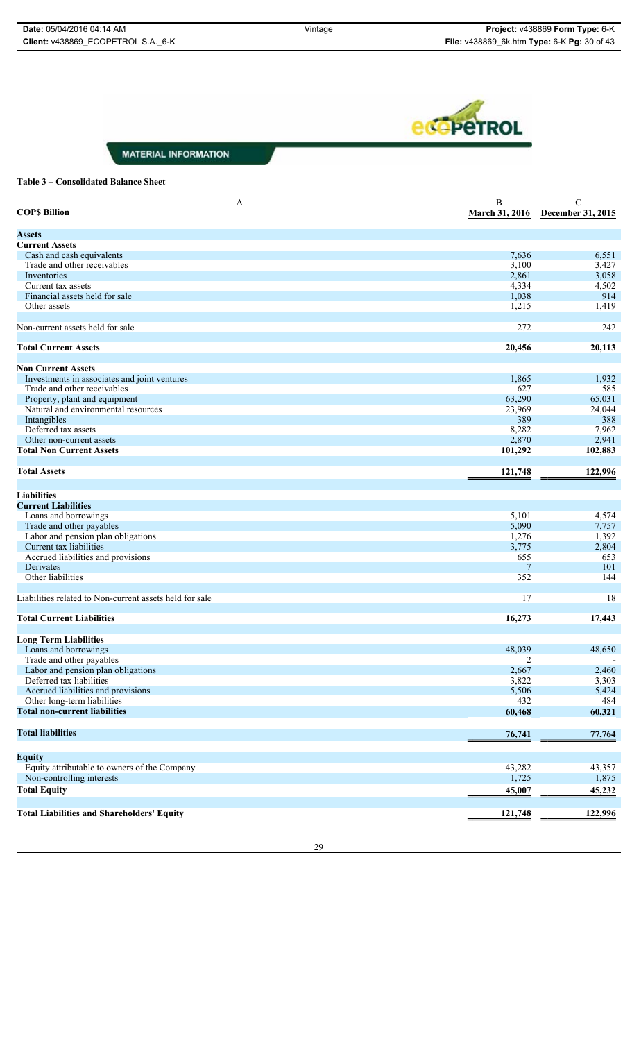MATERIAL INFORMATION

**Table 3 – Consolidated Balance Sheet**

| A | B | C |
|---|---|---|
| **COP$ Billion** | **March 31, 2016** | **December 31, 2015** |
| **Assets** | | |
| **Current Assets** | | |
| Cash and cash equivalents | 7,636 | 6,551 |
| Trade and other receivables | 3,100 | 3,427 |
| Inventories | 2,861 | 3,058 |
| Current tax assets | 4,334 | 4,502 |
| Financial assets held for sale | 1,038 | 914 |
| Other assets | 1,215 | 1,419 |
| Non-current assets held for sale | 272 | 242 |
| **Total Current Assets** | **20,456** | **20,113** |
| **Non Current Assets** | | |
| Investments in associates and joint ventures | 1,865 | 1,932 |
| Trade and other receivables | 627 | 585 |
| Property, plant and equipment | 63,290 | 65,031 |
| Natural and environmental resources | 23,969 | 24,044 |
| Intangibles | 389 | 388 |
| Deferred tax assets | 8,282 | 7,962 |
| Other non-current assets | 2,870 | 2,941 |
| **Total Non Current Assets** | **101,292** | **102,883** |
| **Total Assets** | **121,748** | **122,996** |
| **Liabilities** | | |
| **Current Liabilities** | | |
| Loans and borrowings | 5,101 | 4,574 |
| Trade and other payables | 5,090 | 7,757 |
| Labor and pension plan obligations | 1,276 | 1,392 |
| Current tax liabilities | 3,775 | 2,804 |
| Accrued liabilities and provisions | 655 | 653 |
| Derivates | 7 | 101 |
| Other liabilities | 352 | 144 |
| Liabilities related to Non-current assets held for sale | 17 | 18 |
| **Total Current Liabilities** | **16,273** | **17,443** |
| **Long Term Liabilities** | | |
| Loans and borrowings | 48,039 | 48,650 |
| Trade and other payables | 2 | - |
| Labor and pension plan obligations | 2,667 | 2,460 |
| Deferred tax liabilities | 3,822 | 3,303 |
| Accrued liabilities and provisions | 5,506 | 5,424 |
| Other long-term liabilities | 432 | 484 |
| **Total non-current liabilities** | **60,468** | **60,321** |
| **Total liabilities** | **76,741** | **77,764** |
| **Equity** | | |
| Equity attributable to owners of the Company | 43,282 | 43,357 |
| Non-controlling interests | 1,725 | 1,875 |
| **Total Equity** | **45,007** | **45,232** |
| **Total Liabilities and Shareholders' Equity** | **121,748** | **122,996** |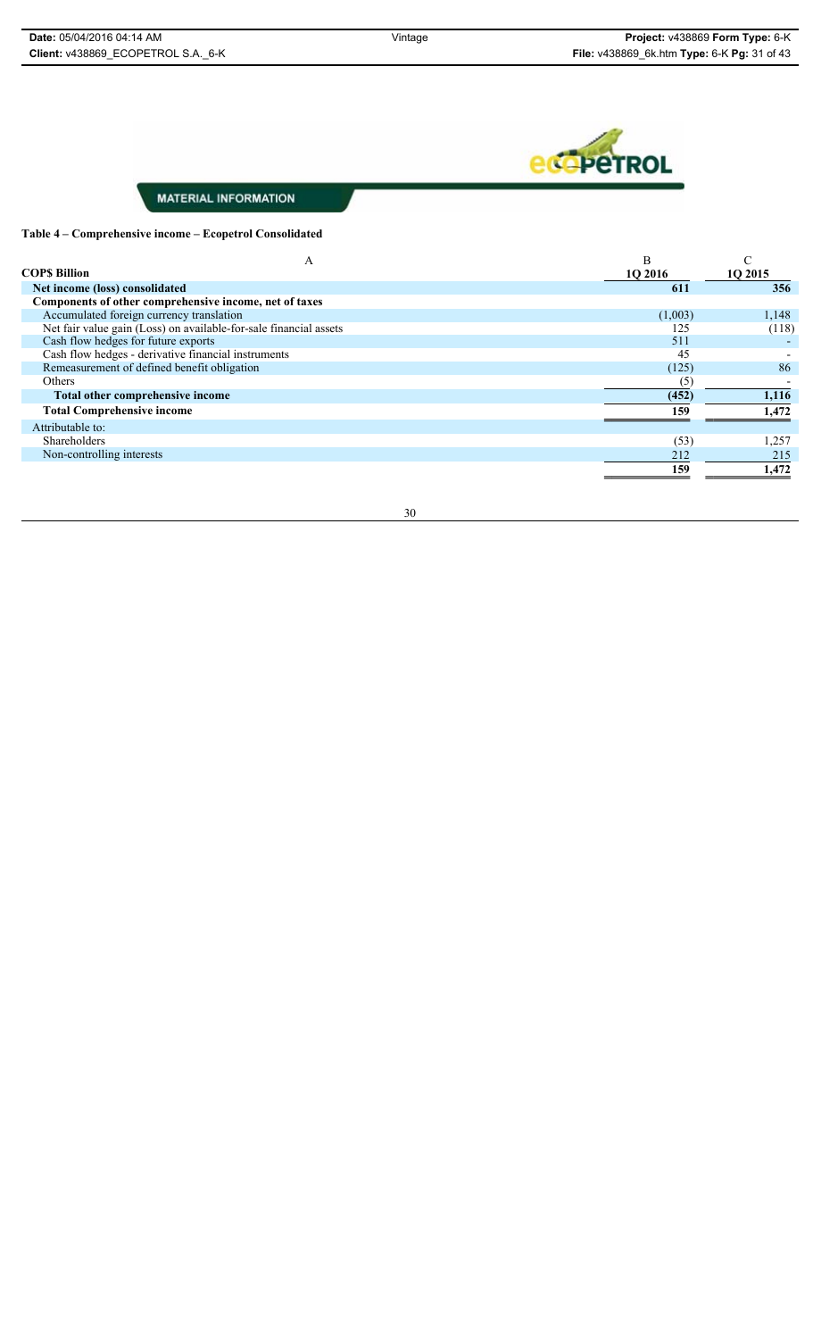MATERIAL INFORMATION

**Table 4 – Comprehensive income – Ecopetrol Consolidated**

| A | B | C |
|---|---|---|
| **COP$ Billion** | **1Q 2016** | **1Q 2015** |
| **Net income (loss) consolidated** | **611** | **356** |
| **Components of other comprehensive income, net of taxes** | | |
| Accumulated foreign currency translation | (1,003) | 1,148 |
| Net fair value gain (Loss) on available-for-sale financial assets | 125 | (118) |
| Cash flow hedges for future exports | 511 | - |
| Cash flow hedges - derivative financial instruments | 45 | - |
| Remeasurement of defined benefit obligation | (125) | 86 |
| Others | (5) | - |
| **Total other comprehensive income** | **(452)** | **1,116** |
| **Total Comprehensive income** | **159** | **1,472** |
| Attributable to: | | |
| Shareholders | (53) | 1,257 |
| Non-controlling interests | 212 | 215 |
| | **159** | **1,472** |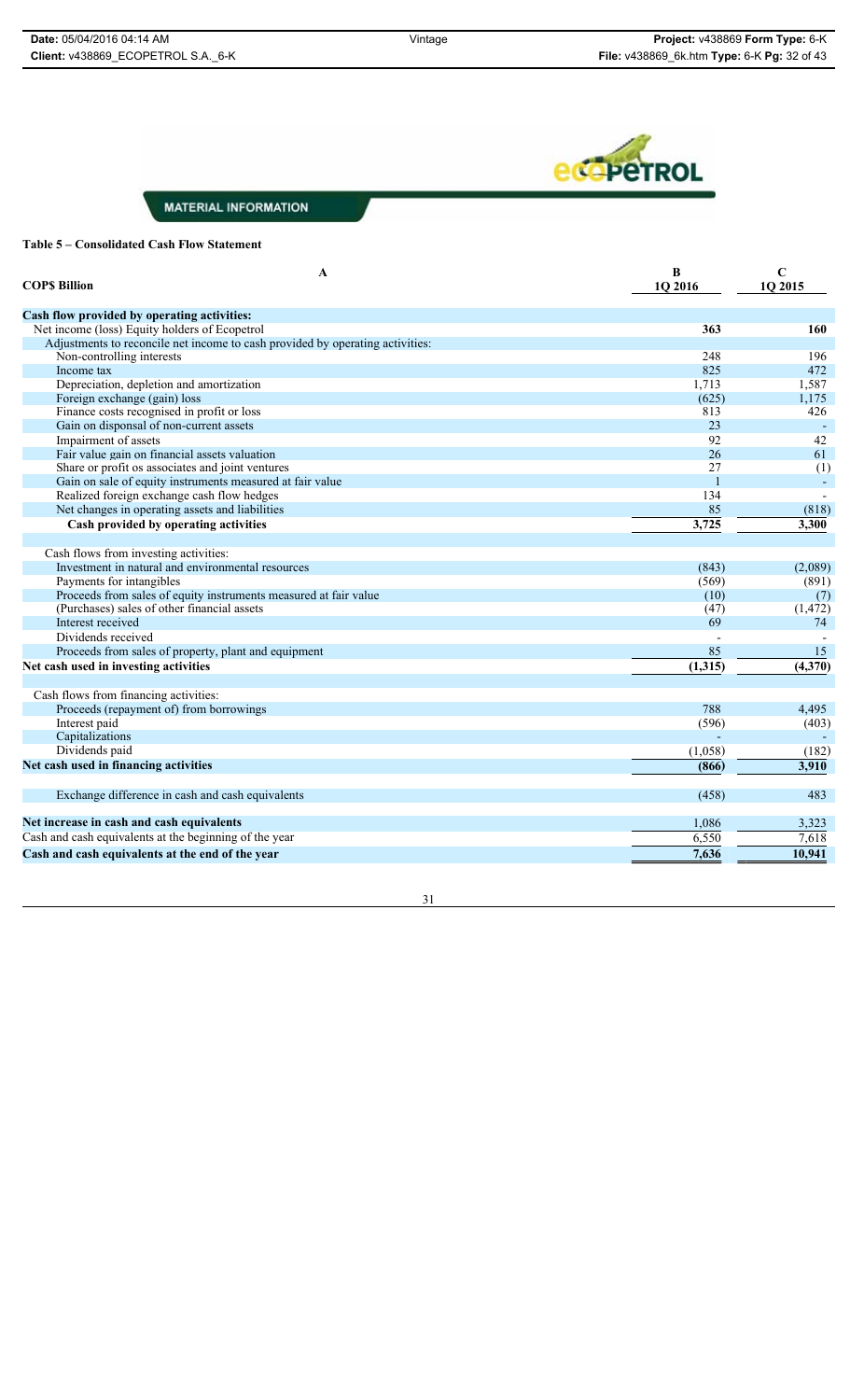MATERIAL INFORMATION

**Table 5 – Consolidated Cash Flow Statement**

| A | B | C |
|---|---|---|
| **COP$ Billion** | **1Q 2016** | **1Q 2015** |
| **Cash flow provided by operating activities:** | | |
| Net income (loss) Equity holders of Ecopetrol | **363** | **160** |
| Adjustments to reconcile net income to cash provided by operating activities: | | |
| Non-controlling interests | 248 | 196 |
| Income tax | 825 | 472 |
| Depreciation, depletion and amortization | 1,713 | 1,587 |
| Foreign exchange (gain) loss | (625) | 1,175 |
| Finance costs recognised in profit or loss | 813 | 426 |
| Gain on disposal of non-current assets | 23 | - |
| Impairment of assets | 92 | 42 |
| Fair value gain on financial assets valuation | 26 | 61 |
| Share or profit os associates and joint ventures | 27 | (1) |
| Gain on sale of equity instruments measured at fair value | 1 | - |
| Realized foreign exchange cash flow hedges | 134 | - |
| Net changes in operating assets and liabilities | 85 | (818) |
| **Cash provided by operating activities** | **3,725** | **3,300** |
| Cash flows from investing activities: | | |
| Investment in natural and environmental resources | (843) | (2,089) |
| Payments for intangibles | (569) | (891) |
| Proceeds from sales of equity instruments measured at fair value | (10) | (7) |
| (Purchases) sales of other financial assets | (47) | (1,472) |
| Interest received | 69 | 74 |
| Dividends received | - | - |
| Proceeds from sales of property, plant and equipment | 85 | 15 |
| **Net cash used in investing activities** | **(1,315)** | **(4,370)** |
| Cash flows from financing activities: | | |
| Proceeds (repayment of) from borrowings | 788 | 4,495 |
| Interest paid | (596) | (403) |
| Capitalizations | - | - |
| Dividends paid | (1,058) | (182) |
| **Net cash used in financing activities** | **(866)** | **3,910** |
| Exchange difference in cash and cash equivalents | (458) | 483 |
| **Net increase in cash and cash equivalents** | 1,086 | 3,323 |
| Cash and cash equivalents at the beginning of the year | 6,550 | 7,618 |
| **Cash and cash equivalents at the end of the year** | **7,636** | **10,941** |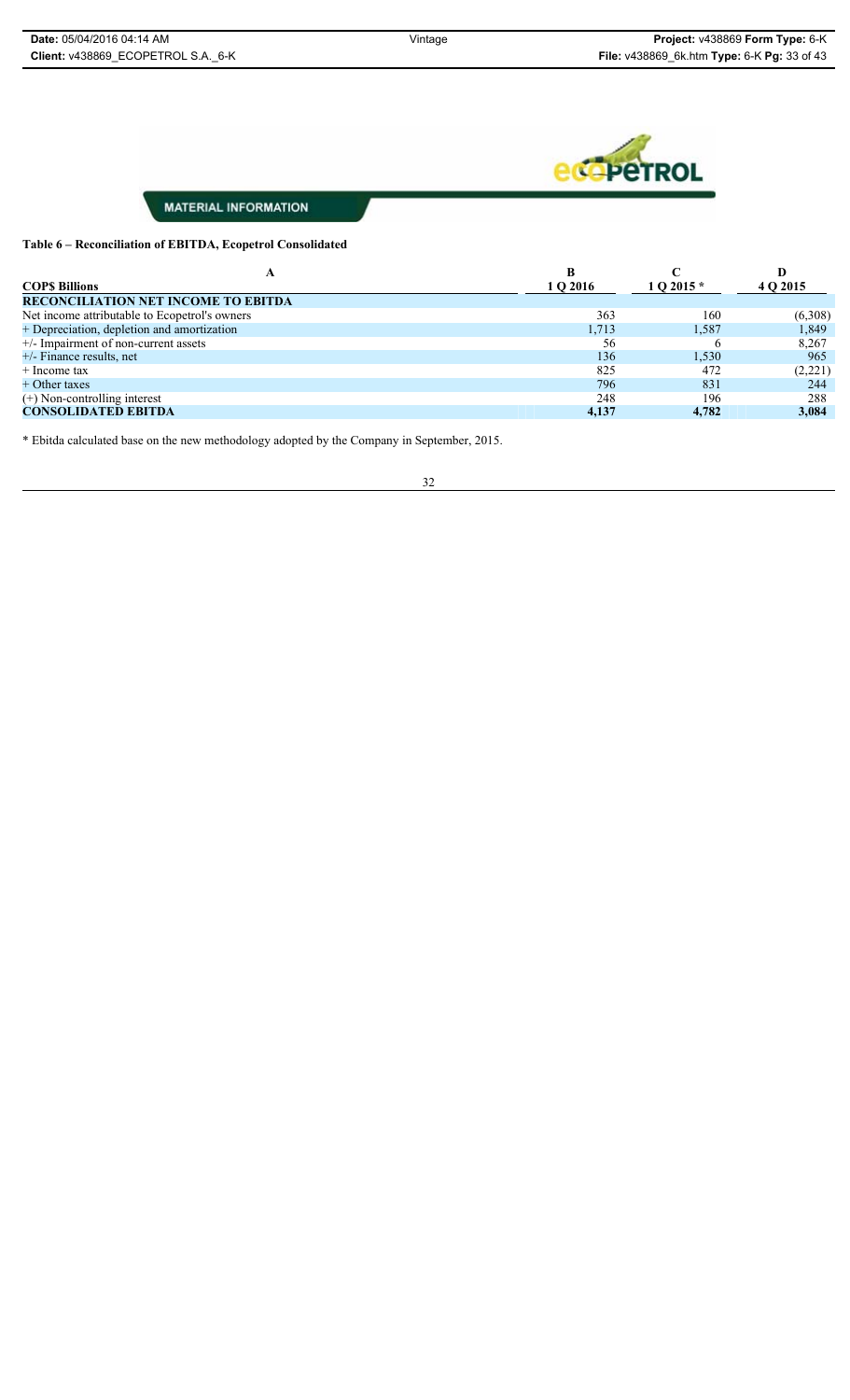MATERIAL INFORMATION

### Table 6 – Reconciliation of EBITDA, Ecopetrol Consolidated

| A | B | C | D |
|---|---|---|---|
| **COP$ Billions** | **1 Q 2016** | **1 Q 2015 *** | **4 Q 2015** |
| **RECONCILIATION NET INCOME TO EBITDA** | | | |
| Net income attributable to Ecopetrol's owners | 363 | 160 | (6,308) |
| + Depreciation, depletion and amortization | 1,713 | 1,587 | 1,849 |
| +/- Impairment of non-current assets | 56 | 6 | 8,267 |
| +/- Finance results, net | 136 | 1,530 | 965 |
| + Income tax | 825 | 472 | (2,221) |
| + Other taxes | 796 | 831 | 244 |
| (+) Non-controlling interest | 248 | 196 | 288 |
| **CONSOLIDATED EBITDA** | **4,137** | **4,782** | **3,084** |

* Ebitda calculated base on the new methodology adopted by the Company in September, 2015.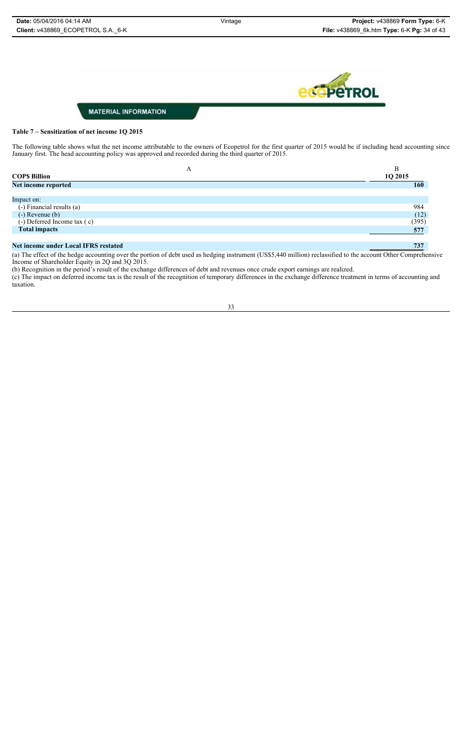MATERIAL INFORMATION

**Table 7 – Sensitization of net income 1Q 2015**

The following table shows what the net income attributable to the owners of Ecopetrol for the first quarter of 2015 would be if including head accounting since January first. The head accounting policy was approved and recorded during the third quarter of 2015.

| A | B |
|---|---|
| **COP$ Billion** | **1Q 2015** |
| **Net income reported** | **160** |
| | |
| Impact on: | |
| (-) Financial results (a) | 984 |
| (-) Revenue (b) | (12) |
| (-) Deferred Income tax ( c) | (395) |
| **Total impacts** | **577** |
| | |
| **Net income under Local IFRS restated** | **737** |

(a) The effect of the hedge accounting over the portion of debt used as hedging instrument (US$5,440 million) reclassified to the account Other Comprehensive Income of Shareholder Equity in 2Q and 3Q 2015.

(b) Recognition in the period's result of the exchange differences of debt and revenues once crude export earnings are realized.

(c) The impact on deferred income tax is the result of the recognition of temporary differences in the exchange difference treatment in terms of accounting and taxation.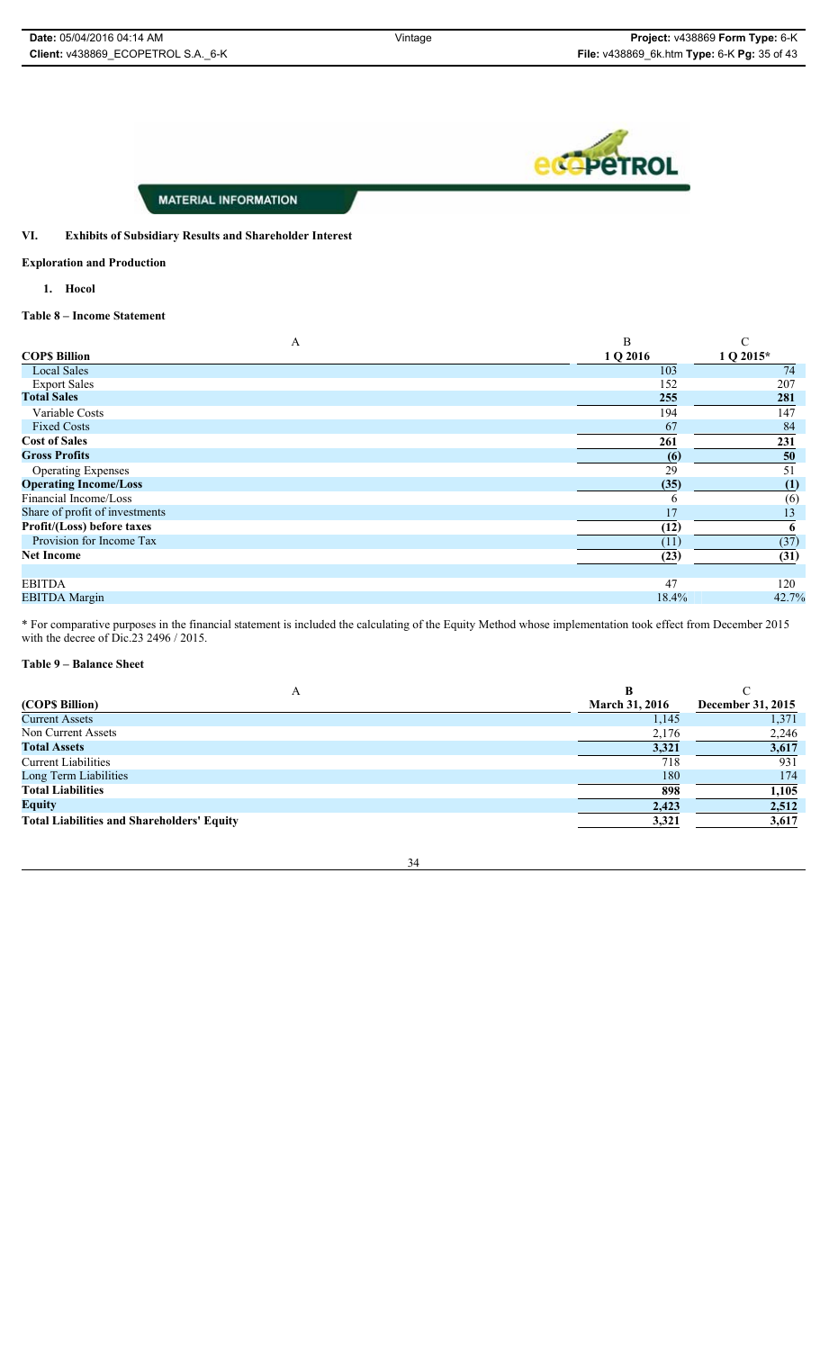MATERIAL INFORMATION

## VI. Exhibits of Subsidiary Results and Shareholder Interest

### Exploration and Production

#### 1. Hocol

**Table 8 – Income Statement**

| A | B | C |
|---|---|---|
| **COP$ Billion** | **1 Q 2016** | **1 Q 2015*** |
| Local Sales | 103 | 74 |
| Export Sales | 152 | 207 |
| **Total Sales** | **255** | **281** |
| Variable Costs | 194 | 147 |
| Fixed Costs | 67 | 84 |
| **Cost of Sales** | **261** | **231** |
| **Gross Profits** | **(6)** | **50** |
| Operating Expenses | 29 | 51 |
| **Operating Income/Loss** | **(35)** | **(1)** |
| Financial Income/Loss | 6 | (6) |
| Share of profit of investments | 17 | 13 |
| **Profit/(Loss) before taxes** | **(12)** | **6** |
| Provision for Income Tax | (11) | (37) |
| **Net Income** | **(23)** | **(31)** |
| | | |
| EBITDA | 47 | 120 |
| EBITDA Margin | 18.4% | 42.7% |

* For comparative purposes in the financial statement is included the calculating of the Equity Method whose implementation took effect from December 2015 with the decree of Dic.23 2496 / 2015.

**Table 9 – Balance Sheet**

| A | B | C |
|---|---|---|
| **(COP$ Billion)** | **March 31, 2016** | **December 31, 2015** |
| Current Assets | 1,145 | 1,371 |
| Non Current Assets | 2,176 | 2,246 |
| **Total Assets** | **3,321** | **3,617** |
| Current Liabilities | 718 | 931 |
| Long Term Liabilities | 180 | 174 |
| **Total Liabilities** | **898** | **1,105** |
| **Equity** | **2,423** | **2,512** |
| **Total Liabilities and Shareholders' Equity** | **3,321** | **3,617** |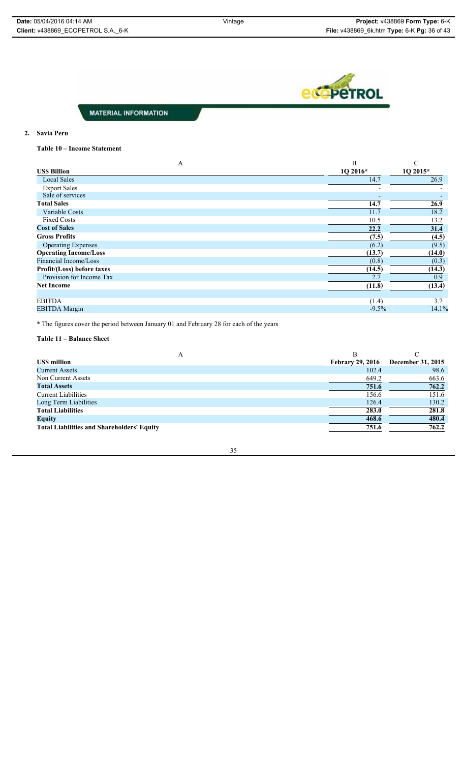MATERIAL INFORMATION

**2. Savia Peru**

**Table 10 – Income Statement**

| A | B | C |
|---|---|---|
| **US$ Billion** | **1Q 2016*** | **1Q 2015*** |
| Local Sales | 14.7 | 26.9 |
| Export Sales | - | - |
| Sale of services | - | - |
| **Total Sales** | **14.7** | **26.9** |
| Variable Costs | 11.7 | 18.2 |
| Fixed Costs | 10.5 | 13.2 |
| **Cost of Sales** | **22.2** | **31.4** |
| **Gross Profits** | **(7.5)** | **(4.5)** |
| Operating Expenses | (6.2) | (9.5) |
| **Operating Income/Loss** | **(13.7)** | **(14.0)** |
| Financial Income/Loss | (0.8) | (0.3) |
| **Profit/(Loss) before taxes** | **(14.5)** | **(14.3)** |
| Provision for Income Tax | 2.7 | 0.9 |
| **Net Income** | **(11.8)** | **(13.4)** |
| | | |
| EBITDA | (1.4) | 3.7 |
| EBITDA Margin | -9.5% | 14.1% |

* The figures cover the period between January 01 and February 28 for each of the years

**Table 11 – Balance Sheet**

| A | B | C |
|---|---|---|
| **US$ million** | **Febrary 29, 2016** | **December 31, 2015** |
| Current Assets | 102.4 | 98.6 |
| Non Current Assets | 649.2 | 663.6 |
| **Total Assets** | **751.6** | **762.2** |
| Current Liabilities | 156.6 | 151.6 |
| Long Term Liabilities | 126.4 | 130.2 |
| **Total Liabilities** | **283.0** | **281.8** |
| **Equity** | **468.6** | **480.4** |
| **Total Liabilities and Shareholders' Equity** | **751.6** | **762.2** |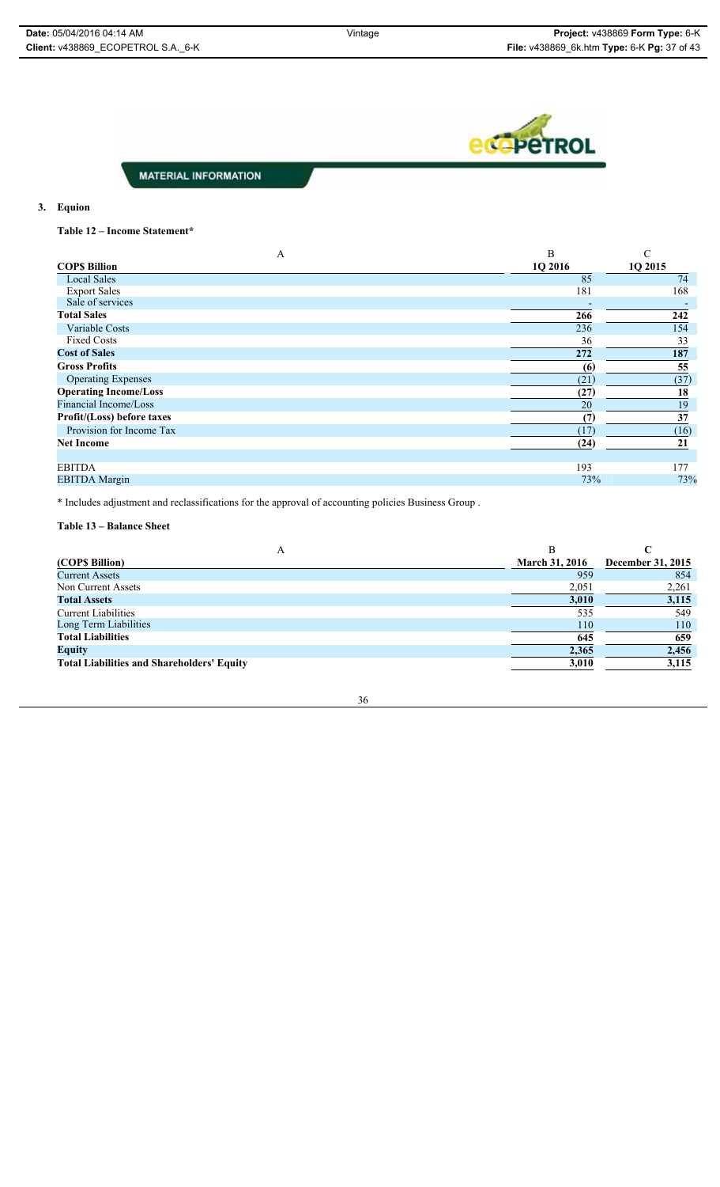**MATERIAL INFORMATION**

## 3. Equion

**Table 12 – Income Statement***

| A | B | C |
|---|---|---|
| **COP$ Billion** | **1Q 2016** | **1Q 2015** |
| Local Sales | 85 | 74 |
| Export Sales | 181 | 168 |
| Sale of services | - | - |
| **Total Sales** | **266** | **242** |
| Variable Costs | 236 | 154 |
| Fixed Costs | 36 | 33 |
| **Cost of Sales** | **272** | **187** |
| **Gross Profits** | **(6)** | **55** |
| Operating Expenses | (21) | (37) |
| **Operating Income/Loss** | **(27)** | **18** |
| Financial Income/Loss | 20 | 19 |
| **Profit/(Loss) before taxes** | **(7)** | **37** |
| Provision for Income Tax | (17) | (16) |
| **Net Income** | **(24)** | **21** |
| | | |
| EBITDA | 193 | 177 |
| EBITDA Margin | 73% | 73% |

* Includes adjustment and reclassifications for the approval of accounting policies Business Group .

**Table 13 – Balance Sheet**

| A | B | C |
|---|---|---|
| **(COP$ Billion)** | **March 31, 2016** | **December 31, 2015** |
| Current Assets | 959 | 854 |
| Non Current Assets | 2,051 | 2,261 |
| **Total Assets** | **3,010** | **3,115** |
| Current Liabilities | 535 | 549 |
| Long Term Liabilities | 110 | 110 |
| **Total Liabilities** | **645** | **659** |
| **Equity** | **2,365** | **2,456** |
| **Total Liabilities and Shareholders' Equity** | **3,010** | **3,115** |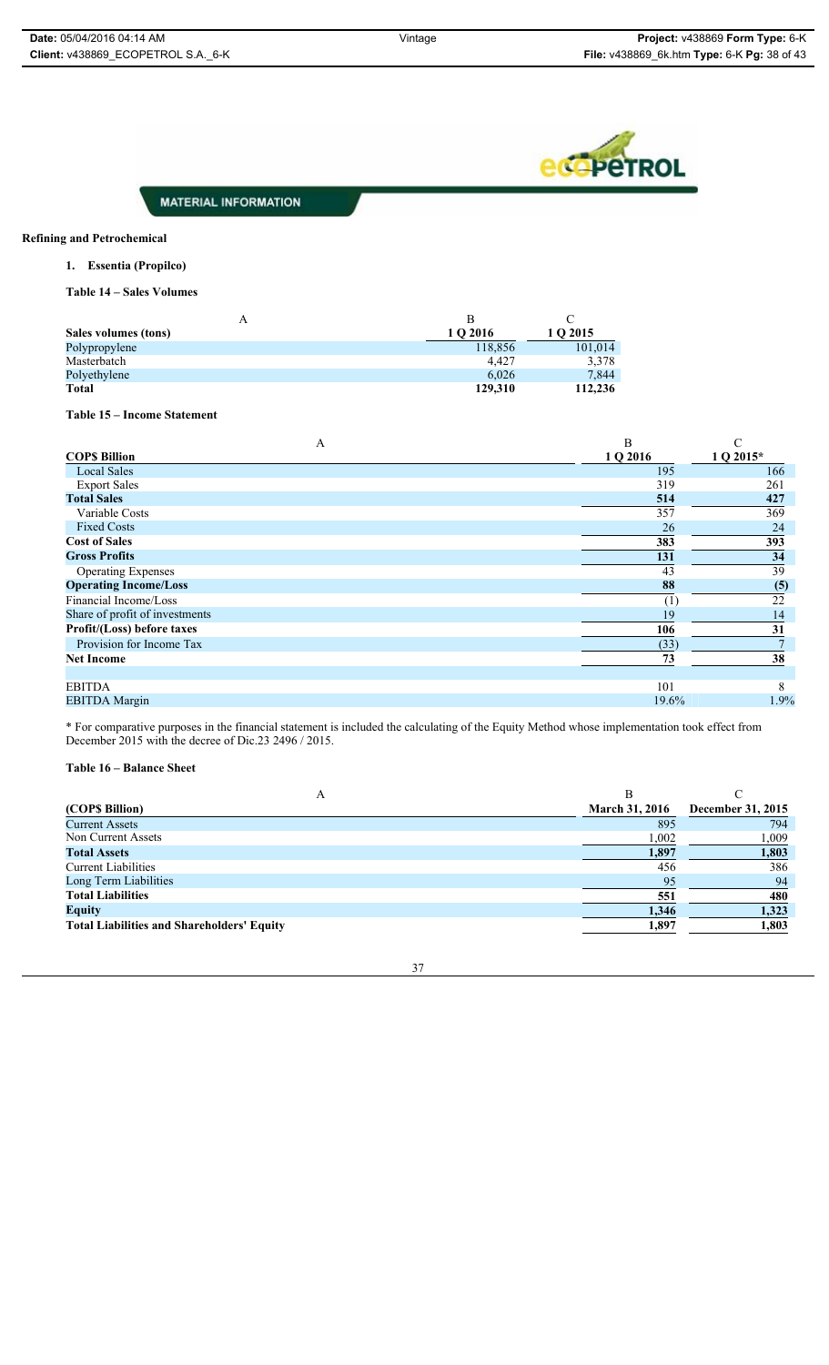MATERIAL INFORMATION

**Refining and Petrochemical**

1. **Essentia (Propilco)**

**Table 14 – Sales Volumes**

| A | B | C |
|---|---|---|
| **Sales volumes (tons)** | **1 Q 2016** | **1 Q 2015** |
| Polypropylene | 118,856 | 101,014 |
| Masterbatch | 4,427 | 3,378 |
| Polyethylene | 6,026 | 7,844 |
| **Total** | **129,310** | **112,236** |

**Table 15 – Income Statement**

| A | B | C |
|---|---|---|
| **COP$ Billion** | **1 Q 2016** | **1 Q 2015*** |
| Local Sales | 195 | 166 |
| Export Sales | 319 | 261 |
| **Total Sales** | **514** | **427** |
| Variable Costs | 357 | 369 |
| Fixed Costs | 26 | 24 |
| **Cost of Sales** | **383** | **393** |
| **Gross Profits** | **131** | **34** |
| Operating Expenses | 43 | 39 |
| **Operating Income/Loss** | **88** | **(5)** |
| Financial Income/Loss | (1) | 22 |
| Share of profit of investments | 19 | 14 |
| **Profit/(Loss) before taxes** | **106** | **31** |
| Provision for Income Tax | (33) | 7 |
| **Net Income** | **73** | **38** |
| | | |
| EBITDA | 101 | 8 |
| EBITDA Margin | 19.6% | 1.9% |

\* For comparative purposes in the financial statement is included the calculating of the Equity Method whose implementation took effect from December 2015 with the decree of Dic.23 2496 / 2015.

**Table 16 – Balance Sheet**

| A | B | C |
|---|---|---|
| **(COP$ Billion)** | **March 31, 2016** | **December 31, 2015** |
| Current Assets | 895 | 794 |
| Non Current Assets | 1,002 | 1,009 |
| **Total Assets** | **1,897** | **1,803** |
| Current Liabilities | 456 | 386 |
| Long Term Liabilities | 95 | 94 |
| **Total Liabilities** | **551** | **480** |
| **Equity** | **1,346** | **1,323** |
| **Total Liabilities and Shareholders' Equity** | **1,897** | **1,803** |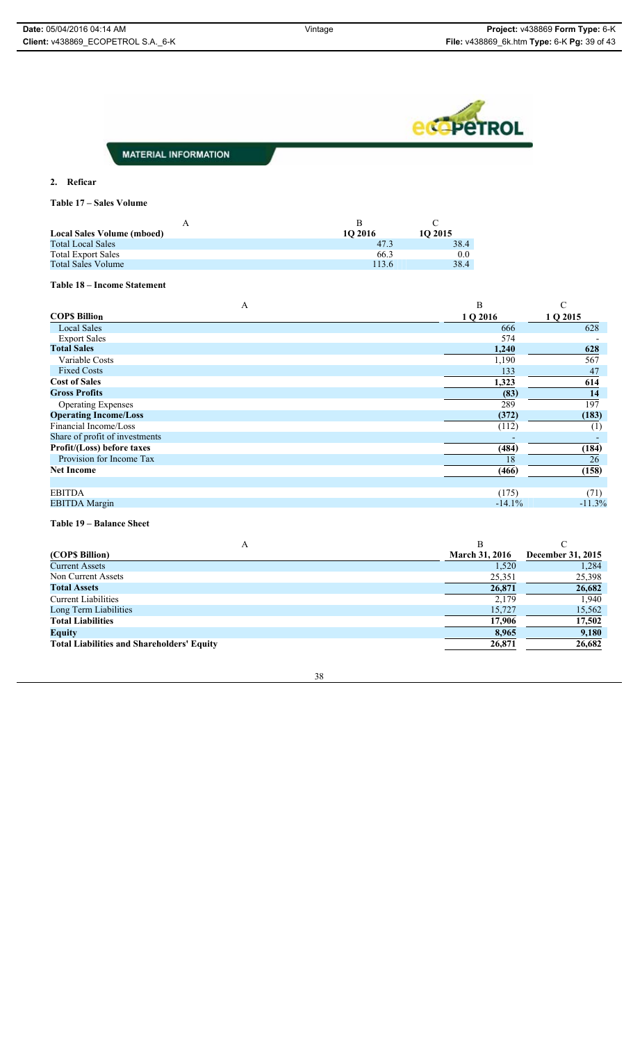MATERIAL INFORMATION

## 2. Reficar

**Table 17 – Sales Volume**

| A | B | C |
|---|---|---|
| **Local Sales Volume (mboed)** | **1Q 2016** | **1Q 2015** |
| Total Local Sales | 47.3 | 38.4 |
| Total Export Sales | 66.3 | 0.0 |
| Total Sales Volume | 113.6 | 38.4 |

**Table 18 – Income Statement**

| A | B | C |
|---|---|---|
| **COP$ Billion** | **1 Q 2016** | **1 Q 2015** |
| Local Sales | 666 | 628 |
| Export Sales | 574 | - |
| **Total Sales** | **1,240** | **628** |
| Variable Costs | 1,190 | 567 |
| Fixed Costs | 133 | 47 |
| **Cost of Sales** | **1,323** | **614** |
| **Gross Profits** | **(83)** | **14** |
| Operating Expenses | 289 | 197 |
| **Operating Income/Loss** | **(372)** | **(183)** |
| Financial Income/Loss | (112) | (1) |
| Share of profit of investments | - | - |
| **Profit/(Loss) before taxes** | **(484)** | **(184)** |
| Provision for Income Tax | 18 | 26 |
| **Net Income** | **(466)** | **(158)** |
| | | |
| EBITDA | (175) | (71) |
| EBITDA Margin | -14.1% | -11.3% |

**Table 19 – Balance Sheet**

| A | B | C |
|---|---|---|
| **(COP$ Billion)** | **March 31, 2016** | **December 31, 2015** |
| Current Assets | 1,520 | 1,284 |
| Non Current Assets | 25,351 | 25,398 |
| **Total Assets** | **26,871** | **26,682** |
| Current Liabilities | 2,179 | 1,940 |
| Long Term Liabilities | 15,727 | 15,562 |
| **Total Liabilities** | **17,906** | **17,502** |
| **Equity** | **8,965** | **9,180** |
| **Total Liabilities and Shareholders' Equity** | **26,871** | **26,682** |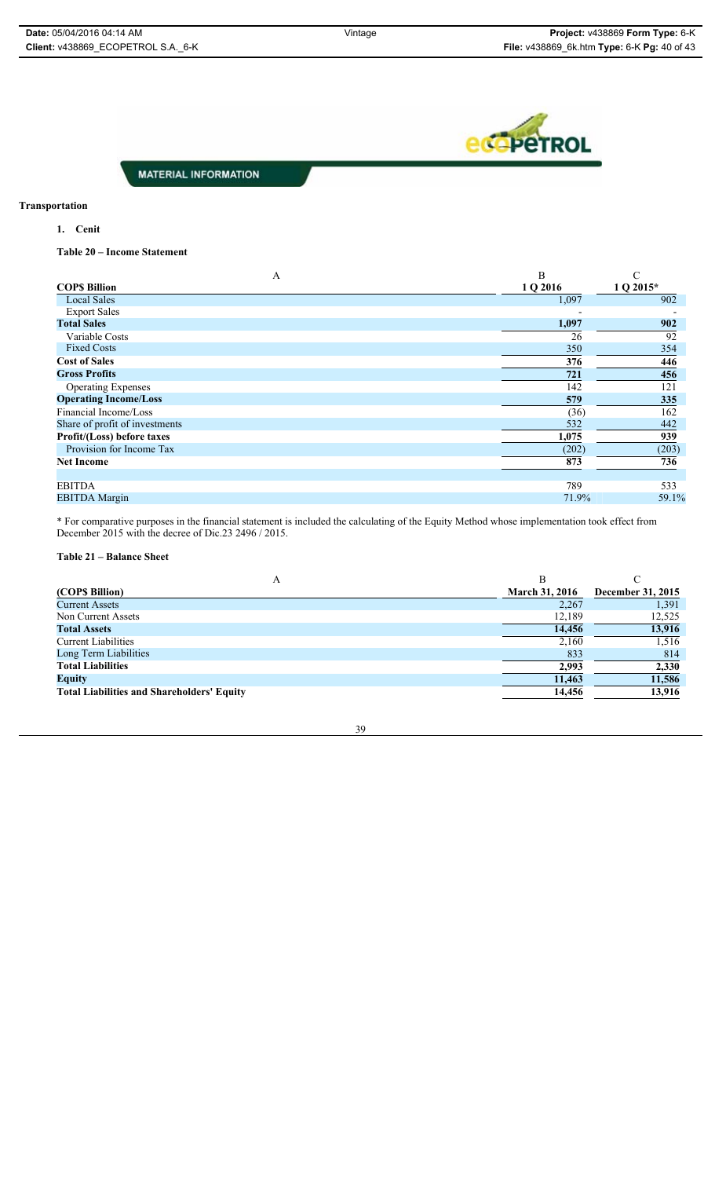MATERIAL INFORMATION

**Transportation**

1. **Cenit**

**Table 20 – Income Statement**

| A | B | C |
|---|---|---|
| **COP$ Billion** | **1 Q 2016** | **1 Q 2015*** |
| Local Sales | 1,097 | 902 |
| Export Sales | - | - |
| **Total Sales** | **1,097** | **902** |
| Variable Costs | 26 | 92 |
| Fixed Costs | 350 | 354 |
| **Cost of Sales** | **376** | **446** |
| **Gross Profits** | **721** | **456** |
| Operating Expenses | 142 | 121 |
| **Operating Income/Loss** | **579** | **335** |
| Financial Income/Loss | (36) | 162 |
| Share of profit of investments | 532 | 442 |
| **Profit/(Loss) before taxes** | **1,075** | **939** |
| Provision for Income Tax | (202) | (203) |
| **Net Income** | **873** | **736** |
| | | |
| EBITDA | 789 | 533 |
| EBITDA Margin | 71.9% | 59.1% |

* For comparative purposes in the financial statement is included the calculating of the Equity Method whose implementation took effect from December 2015 with the decree of Dic.23 2496 / 2015.

**Table 21 – Balance Sheet**

| A | B | C |
|---|---|---|
| **(COP$ Billion)** | **March 31, 2016** | **December 31, 2015** |
| Current Assets | 2,267 | 1,391 |
| Non Current Assets | 12,189 | 12,525 |
| **Total Assets** | **14,456** | **13,916** |
| Current Liabilities | 2,160 | 1,516 |
| Long Term Liabilities | 833 | 814 |
| **Total Liabilities** | **2,993** | **2,330** |
| **Equity** | **11,463** | **11,586** |
| **Total Liabilities and Shareholders' Equity** | **14,456** | **13,916** |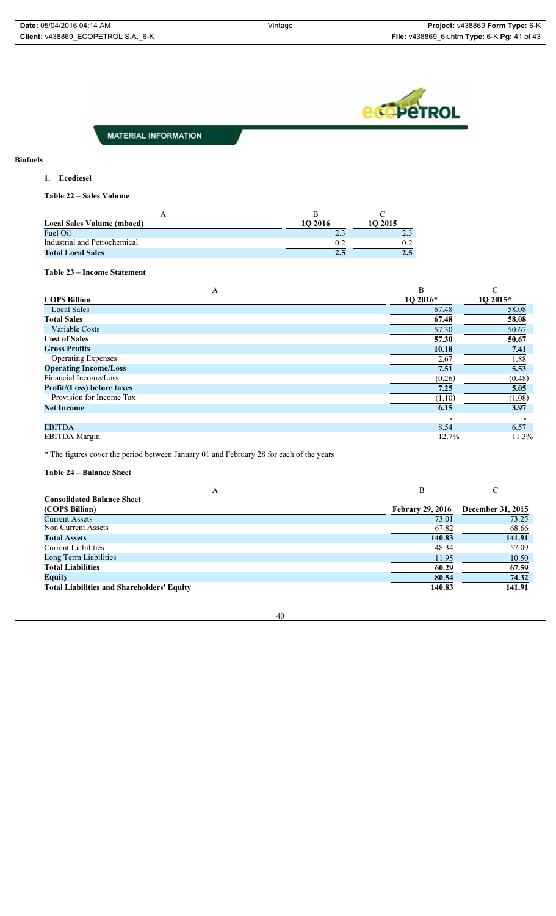MATERIAL INFORMATION

## Biofuels

### 1. Ecodiesel

**Table 22 – Sales Volume**

| A | B | C |
|---|---|---|
| **Local Sales Volume (mboed)** | **1Q 2016** | **1Q 2015** |
| Fuel Oil | 2.3 | 2.3 |
| Industrial and Petrochemical | 0.2 | 0.2 |
| **Total Local Sales** | **2.5** | **2.5** |

**Table 23 – Income Statement**

| A | B | C |
|---|---|---|
| **COP$ Billion** | **1Q 2016*** | **1Q 2015*** |
| Local Sales | 67.48 | 58.08 |
| **Total Sales** | **67.48** | **58.08** |
| Variable Costs | 57.30 | 50.67 |
| **Cost of Sales** | **57.30** | **50.67** |
| **Gross Profits** | **10.18** | **7.41** |
| Operating Expenses | 2.67 | 1.88 |
| **Operating Income/Loss** | **7.51** | **5.53** |
| Financial Income/Loss | (0.26) | (0.48) |
| **Profit/(Loss) before taxes** | **7.25** | **5.05** |
| Provision for Income Tax | (1.10) | (1.08) |
| **Net Income** | **6.15** | **3.97** |
| | - | - |
| EBITDA | 8.54 | 6.57 |
| EBITDA Margin | 12.7% | 11.3% |

* The figures cover the period between January 01 and February 28 for each of the years

**Table 24 – Balance Sheet**

| A | B | C |
|---|---|---|
| **Consolidated Balance Sheet (COP$ Billion)** | **Febrary 29, 2016** | **December 31, 2015** |
| Current Assets | 73.01 | 73.25 |
| Non Current Assets | 67.82 | 68.66 |
| **Total Assets** | **140.83** | **141.91** |
| Current Liabilities | 48.34 | 57.09 |
| Long Term Liabilities | 11.95 | 10.50 |
| **Total Liabilities** | **60.29** | **67.59** |
| **Equity** | **80.54** | **74.32** |
| **Total Liabilities and Shareholders' Equity** | **140.83** | **141.91** |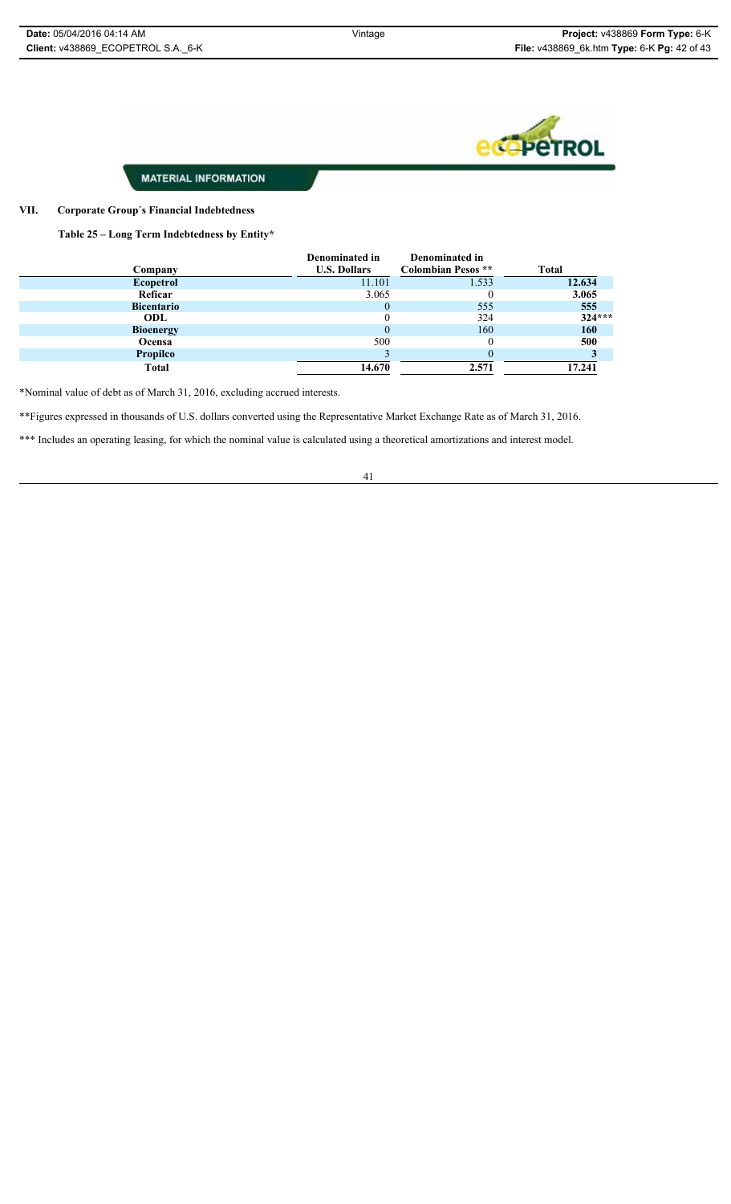MATERIAL INFORMATION

## VII. Corporate Group´s Financial Indebtedness

**Table 25 – Long Term Indebtedness by Entity***

| Company | Denominated in U.S. Dollars | Denominated in Colombian Pesos ** | Total |
|---|---|---|---|
| **Ecopetrol** | 11.101 | 1.533 | **12.634** |
| **Reficar** | 3.065 | 0 | **3.065** |
| **Bicentario** | 0 | 555 | **555** |
| **ODL** | 0 | 324 | **324*** |
| **Bioenergy** | 0 | 160 | **160** |
| **Ocensa** | 500 | 0 | **500** |
| **Propilco** | 3 | 0 | **3** |
| **Total** | **14.670** | **2.571** | **17.241** |

*Nominal value of debt as of March 31, 2016, excluding accrued interests.

**Figures expressed in thousands of U.S. dollars converted using the Representative Market Exchange Rate as of March 31, 2016.

*** Includes an operating leasing, for which the nominal value is calculated using a theoretical amortizations and interest model.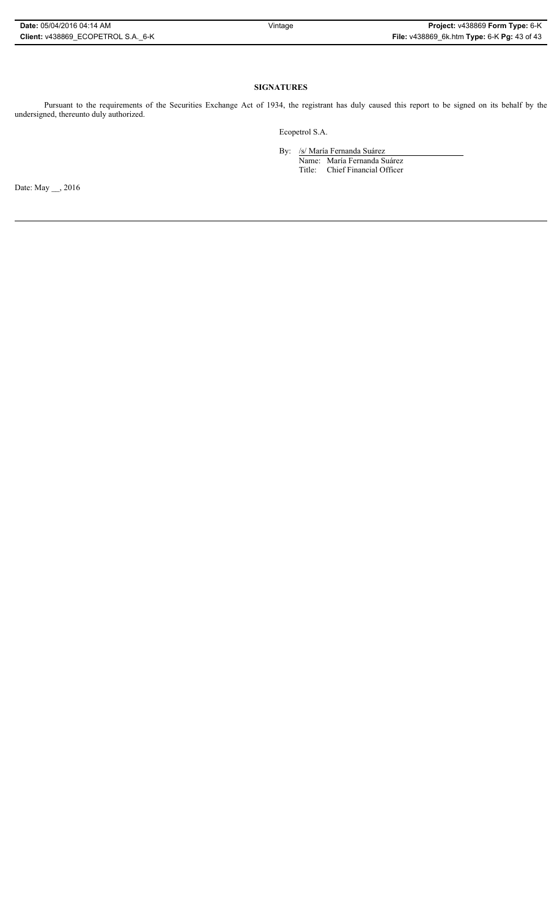## SIGNATURES

Pursuant to the requirements of the Securities Exchange Act of 1934, the registrant has duly caused this report to be signed on its behalf by the undersigned, thereunto duly authorized.

Ecopetrol S.A.

By: /s/ María Fernanda Suárez
Name: María Fernanda Suárez
Title: Chief Financial Officer

Date: May __, 2016